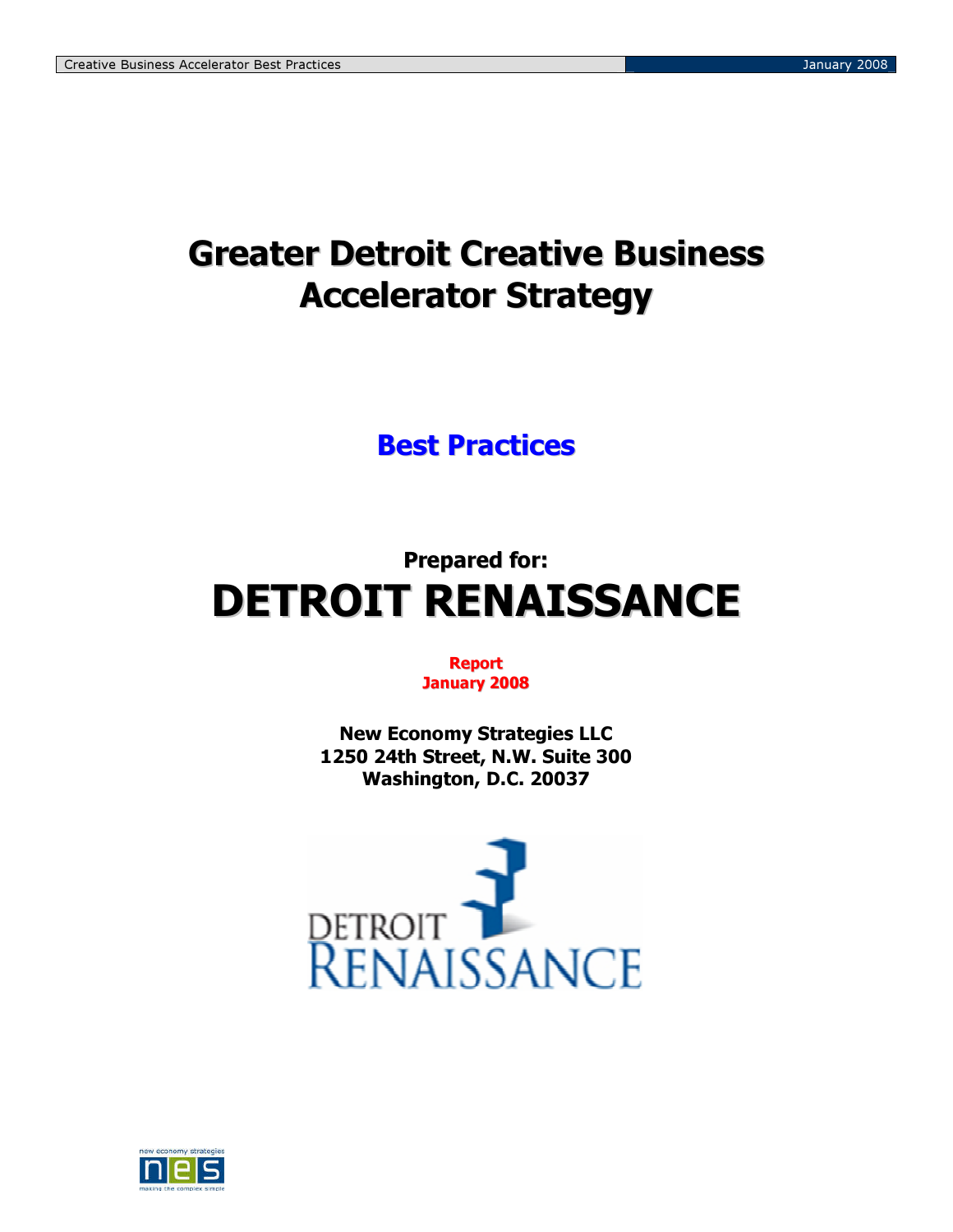# Greater Detroit Creative Business Accelerator Strategy

## Best Practices

**Prepared for:**

# DETROIT RENAISSANCE

**Report**
**January 2008**

**New Economy Strategies LLC**
**1250 24th Street, N.W. Suite 300**
**Washington, D.C. 20037**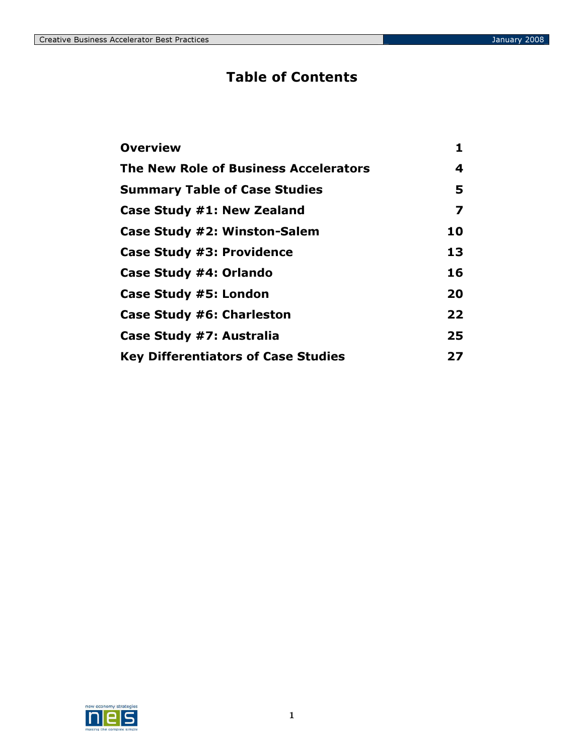# Table of Contents

| | |
|---|---|
| **Overview** | **1** |
| **The New Role of Business Accelerators** | **4** |
| **Summary Table of Case Studies** | **5** |
| **Case Study #1: New Zealand** | **7** |
| **Case Study #2: Winston-Salem** | **10** |
| **Case Study #3: Providence** | **13** |
| **Case Study #4: Orlando** | **16** |
| **Case Study #5: London** | **20** |
| **Case Study #6: Charleston** | **22** |
| **Case Study #7: Australia** | **25** |
| **Key Differentiators of Case Studies** | **27** |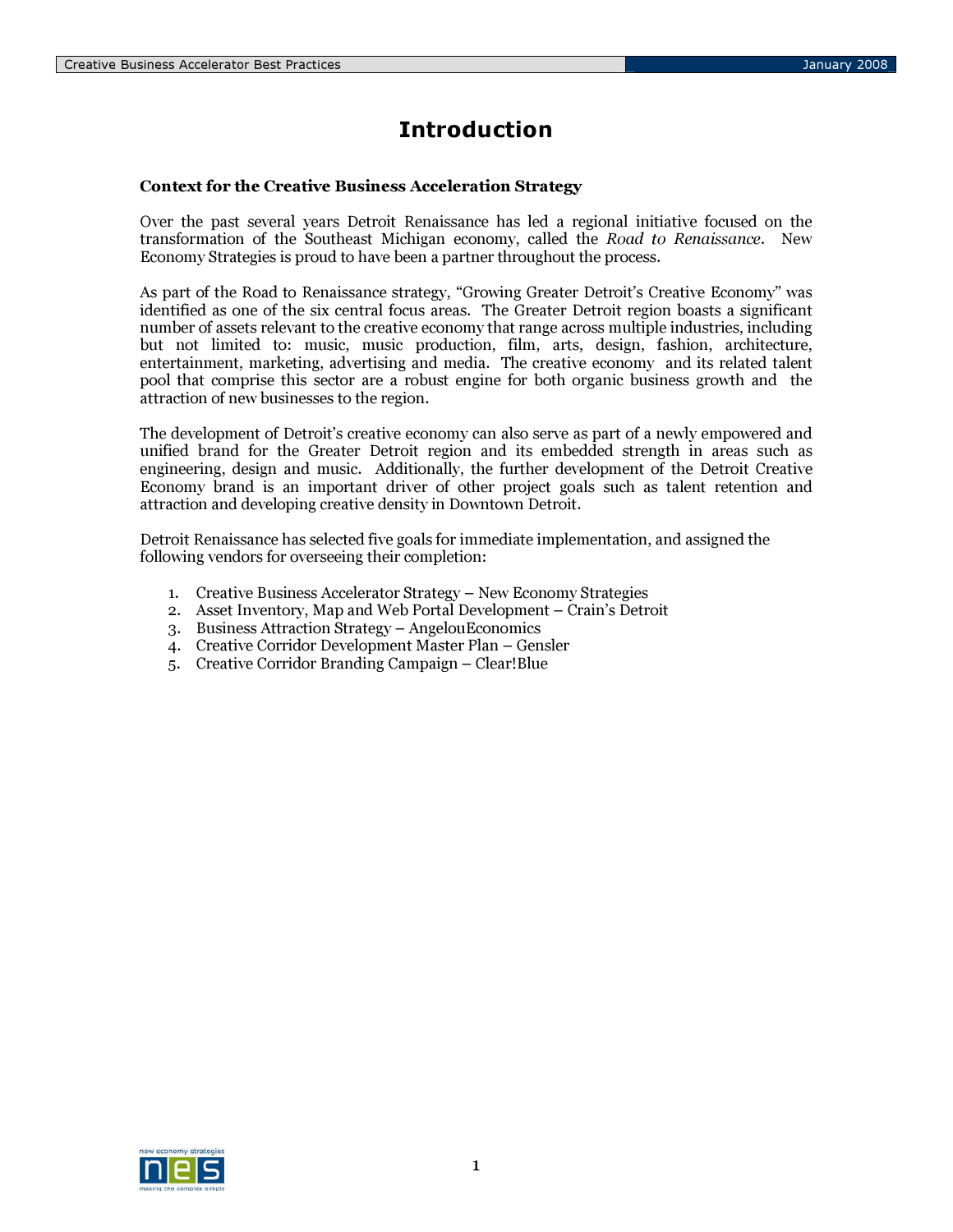# Introduction

**Context for the Creative Business Acceleration Strategy**

Over the past several years Detroit Renaissance has led a regional initiative focused on the transformation of the Southeast Michigan economy, called the *Road to Renaissance*. New Economy Strategies is proud to have been a partner throughout the process.

As part of the Road to Renaissance strategy, "Growing Greater Detroit's Creative Economy" was identified as one of the six central focus areas. The Greater Detroit region boasts a significant number of assets relevant to the creative economy that range across multiple industries, including but not limited to: music, music production, film, arts, design, fashion, architecture, entertainment, marketing, advertising and media. The creative economy and its related talent pool that comprise this sector are a robust engine for both organic business growth and the attraction of new businesses to the region.

The development of Detroit's creative economy can also serve as part of a newly empowered and unified brand for the Greater Detroit region and its embedded strength in areas such as engineering, design and music. Additionally, the further development of the Detroit Creative Economy brand is an important driver of other project goals such as talent retention and attraction and developing creative density in Downtown Detroit.

Detroit Renaissance has selected five goals for immediate implementation, and assigned the following vendors for overseeing their completion:

1. Creative Business Accelerator Strategy – New Economy Strategies
2. Asset Inventory, Map and Web Portal Development – Crain's Detroit
3. Business Attraction Strategy – AngelouEconomics
4. Creative Corridor Development Master Plan – Gensler
5. Creative Corridor Branding Campaign – Clear!Blue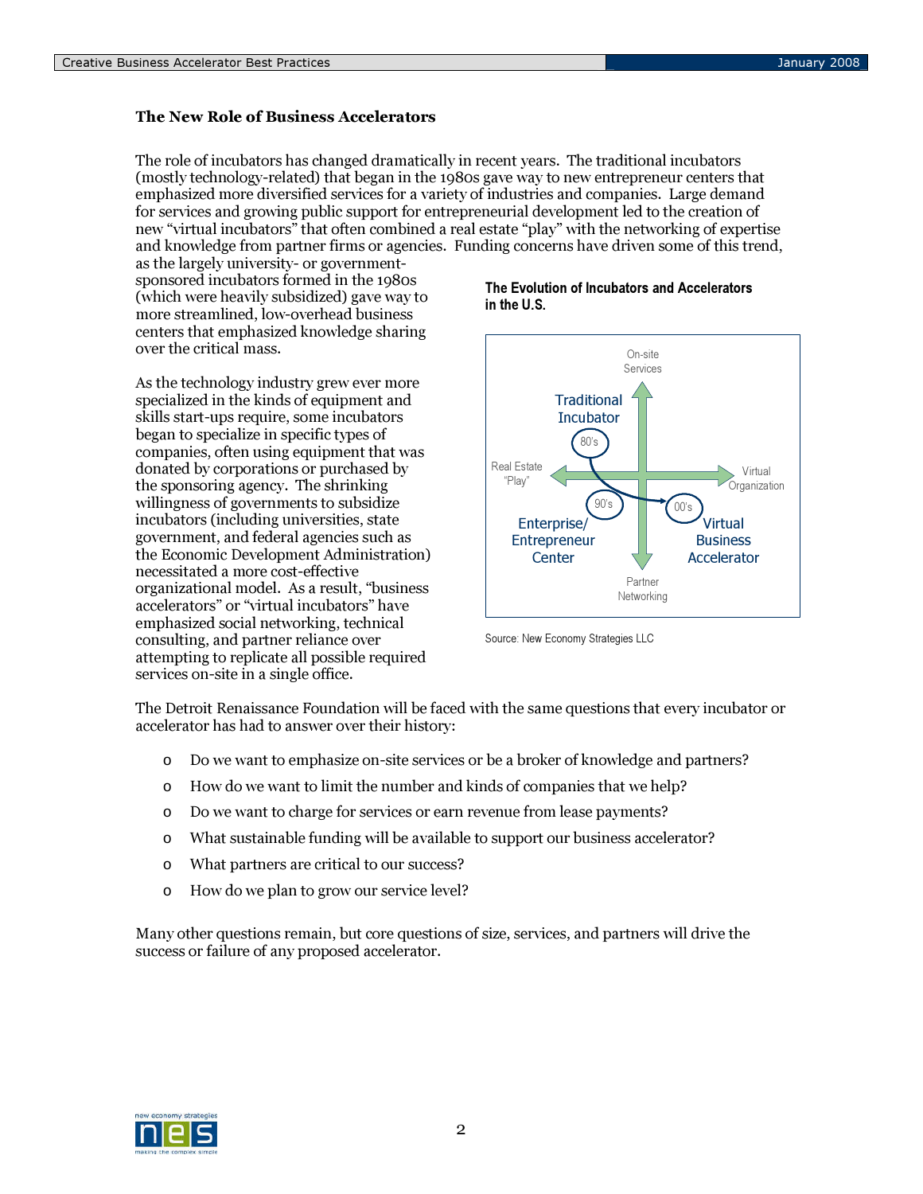## The New Role of Business Accelerators

The role of incubators has changed dramatically in recent years. The traditional incubators (mostly technology-related) that began in the 1980s gave way to new entrepreneur centers that emphasized more diversified services for a variety of industries and companies. Large demand for services and growing public support for entrepreneurial development led to the creation of new "virtual incubators" that often combined a real estate "play" with the networking of expertise and knowledge from partner firms or agencies. Funding concerns have driven some of this trend, as the largely university- or government-sponsored incubators formed in the 1980s (which were heavily subsidized) gave way to more streamlined, low-overhead business centers that emphasized knowledge sharing over the critical mass.

As the technology industry grew ever more specialized in the kinds of equipment and skills start-ups require, some incubators began to specialize in specific types of companies, often using equipment that was donated by corporations or purchased by the sponsoring agency. The shrinking willingness of governments to subsidize incubators (including universities, state government, and federal agencies such as the Economic Development Administration) necessitated a more cost-effective organizational model. As a result, "business accelerators" or "virtual incubators" have emphasized social networking, technical consulting, and partner reliance over attempting to replicate all possible required services on-site in a single office.

**The Evolution of Incubators and Accelerators in the U.S.**

On-site Services

Traditional Incubator (80's)

Real Estate "Play"

Virtual Organization

Enterprise/ Entrepreneur Center (90's)

Virtual Business Accelerator (00's)

Partner Networking

Source: New Economy Strategies LLC

The Detroit Renaissance Foundation will be faced with the same questions that every incubator or accelerator has had to answer over their history:

- Do we want to emphasize on-site services or be a broker of knowledge and partners?
- How do we want to limit the number and kinds of companies that we help?
- Do we want to charge for services or earn revenue from lease payments?
- What sustainable funding will be available to support our business accelerator?
- What partners are critical to our success?
- How do we plan to grow our service level?

Many other questions remain, but core questions of size, services, and partners will drive the success or failure of any proposed accelerator.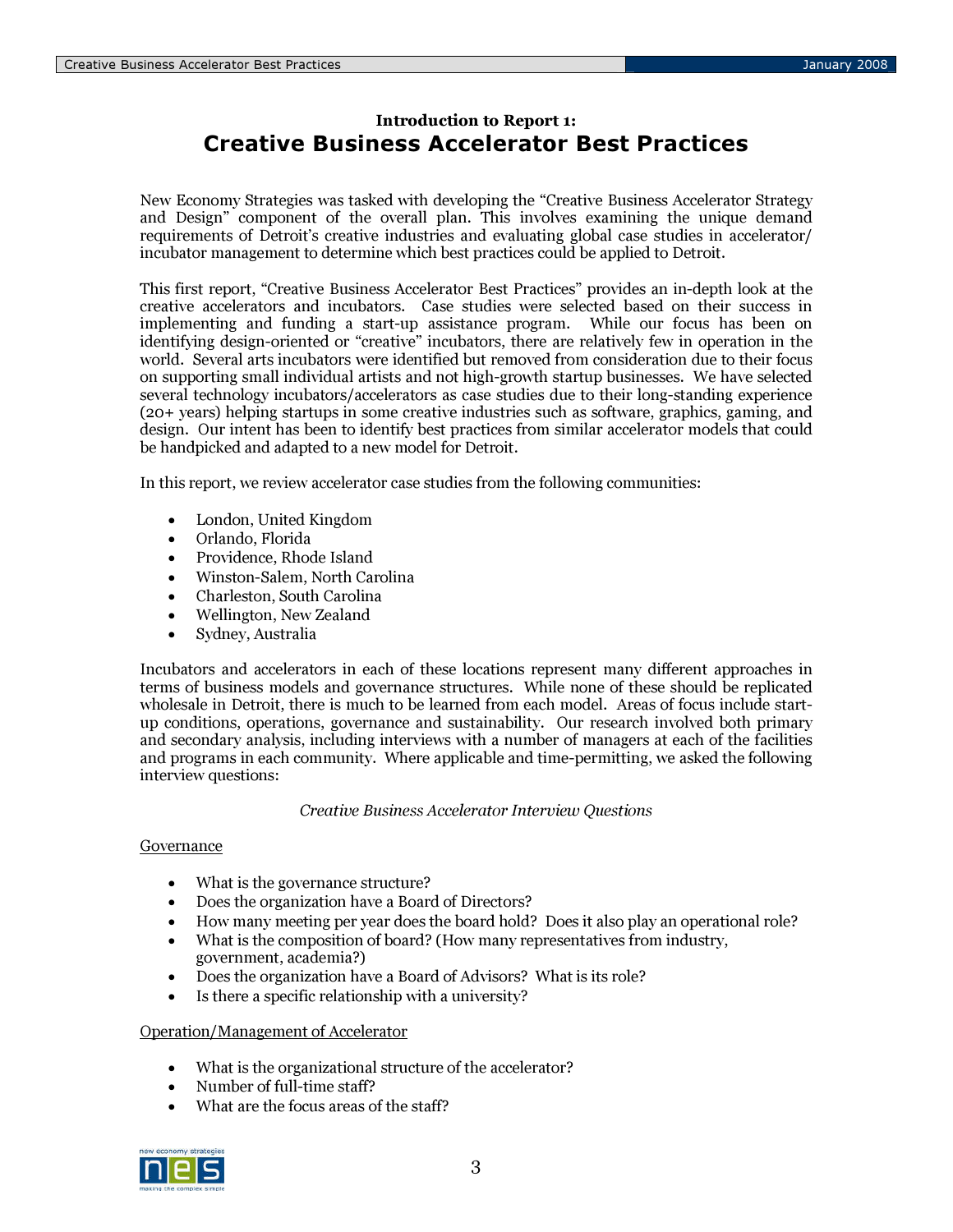**Introduction to Report 1:**

# Creative Business Accelerator Best Practices

New Economy Strategies was tasked with developing the "Creative Business Accelerator Strategy and Design" component of the overall plan. This involves examining the unique demand requirements of Detroit's creative industries and evaluating global case studies in accelerator/ incubator management to determine which best practices could be applied to Detroit.

This first report, "Creative Business Accelerator Best Practices" provides an in-depth look at the creative accelerators and incubators. Case studies were selected based on their success in implementing and funding a start-up assistance program. While our focus has been on identifying design-oriented or "creative" incubators, there are relatively few in operation in the world. Several arts incubators were identified but removed from consideration due to their focus on supporting small individual artists and not high-growth startup businesses. We have selected several technology incubators/accelerators as case studies due to their long-standing experience (20+ years) helping startups in some creative industries such as software, graphics, gaming, and design. Our intent has been to identify best practices from similar accelerator models that could be handpicked and adapted to a new model for Detroit.

In this report, we review accelerator case studies from the following communities:

- London, United Kingdom
- Orlando, Florida
- Providence, Rhode Island
- Winston-Salem, North Carolina
- Charleston, South Carolina
- Wellington, New Zealand
- Sydney, Australia

Incubators and accelerators in each of these locations represent many different approaches in terms of business models and governance structures. While none of these should be replicated wholesale in Detroit, there is much to be learned from each model. Areas of focus include start-up conditions, operations, governance and sustainability. Our research involved both primary and secondary analysis, including interviews with a number of managers at each of the facilities and programs in each community. Where applicable and time-permitting, we asked the following interview questions:

*Creative Business Accelerator Interview Questions*

Governance

- What is the governance structure?
- Does the organization have a Board of Directors?
- How many meeting per year does the board hold? Does it also play an operational role?
- What is the composition of board? (How many representatives from industry, government, academia?)
- Does the organization have a Board of Advisors? What is its role?
- Is there a specific relationship with a university?

Operation/Management of Accelerator

- What is the organizational structure of the accelerator?
- Number of full-time staff?
- What are the focus areas of the staff?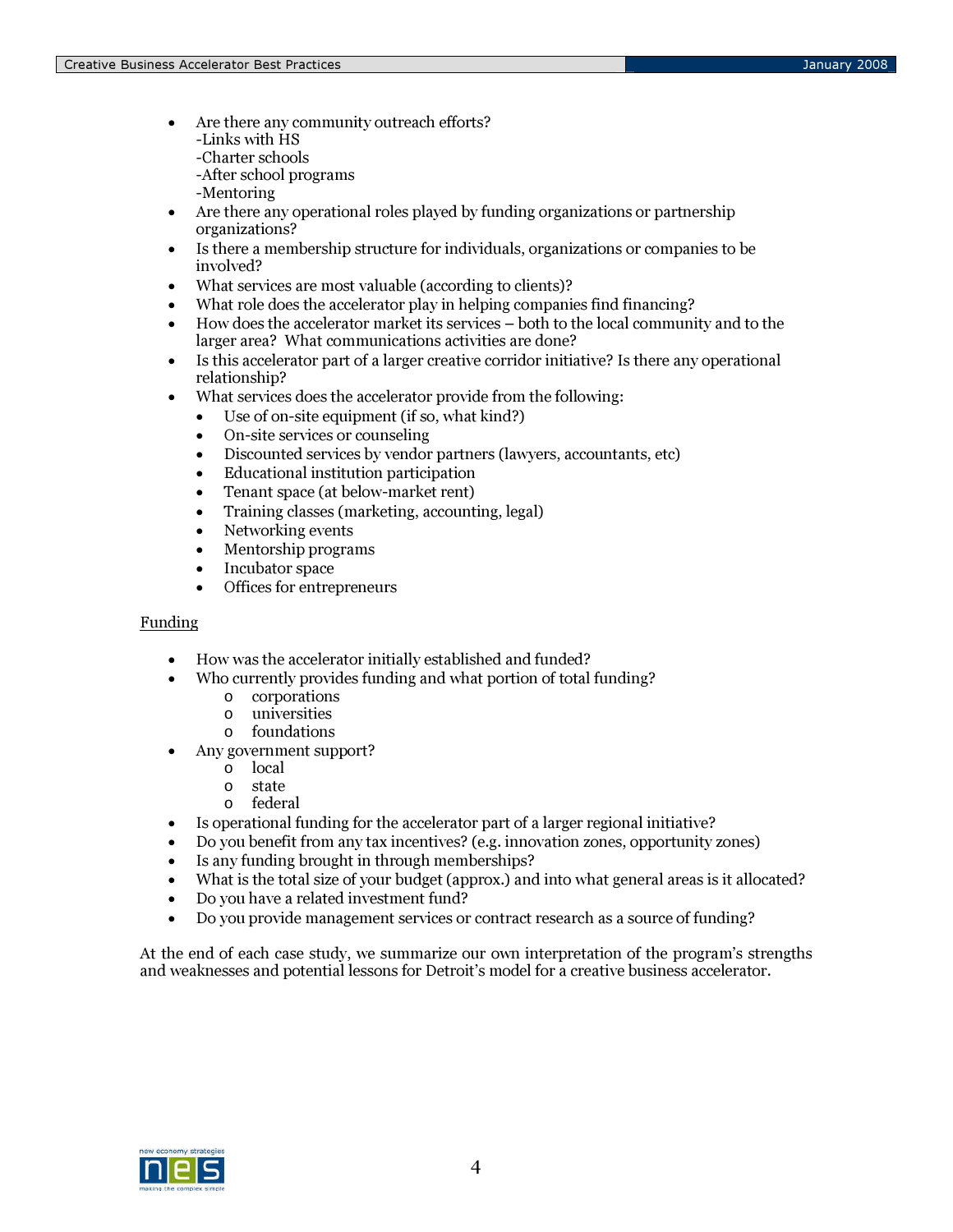- Are there any community outreach efforts?
  - -Links with HS
  - -Charter schools
  - -After school programs
  - -Mentoring
- Are there any operational roles played by funding organizations or partnership organizations?
- Is there a membership structure for individuals, organizations or companies to be involved?
- What services are most valuable (according to clients)?
- What role does the accelerator play in helping companies find financing?
- How does the accelerator market its services – both to the local community and to the larger area? What communications activities are done?
- Is this accelerator part of a larger creative corridor initiative? Is there any operational relationship?
- What services does the accelerator provide from the following:
  - Use of on-site equipment (if so, what kind?)
  - On-site services or counseling
  - Discounted services by vendor partners (lawyers, accountants, etc)
  - Educational institution participation
  - Tenant space (at below-market rent)
  - Training classes (marketing, accounting, legal)
  - Networking events
  - Mentorship programs
  - Incubator space
  - Offices for entrepreneurs

<u>Funding</u>

- How was the accelerator initially established and funded?
- Who currently provides funding and what portion of total funding?
  - corporations
  - universities
  - foundations
- Any government support?
  - local
  - state
  - federal
- Is operational funding for the accelerator part of a larger regional initiative?
- Do you benefit from any tax incentives? (e.g. innovation zones, opportunity zones)
- Is any funding brought in through memberships?
- What is the total size of your budget (approx.) and into what general areas is it allocated?
- Do you have a related investment fund?
- Do you provide management services or contract research as a source of funding?

At the end of each case study, we summarize our own interpretation of the program's strengths and weaknesses and potential lessons for Detroit's model for a creative business accelerator.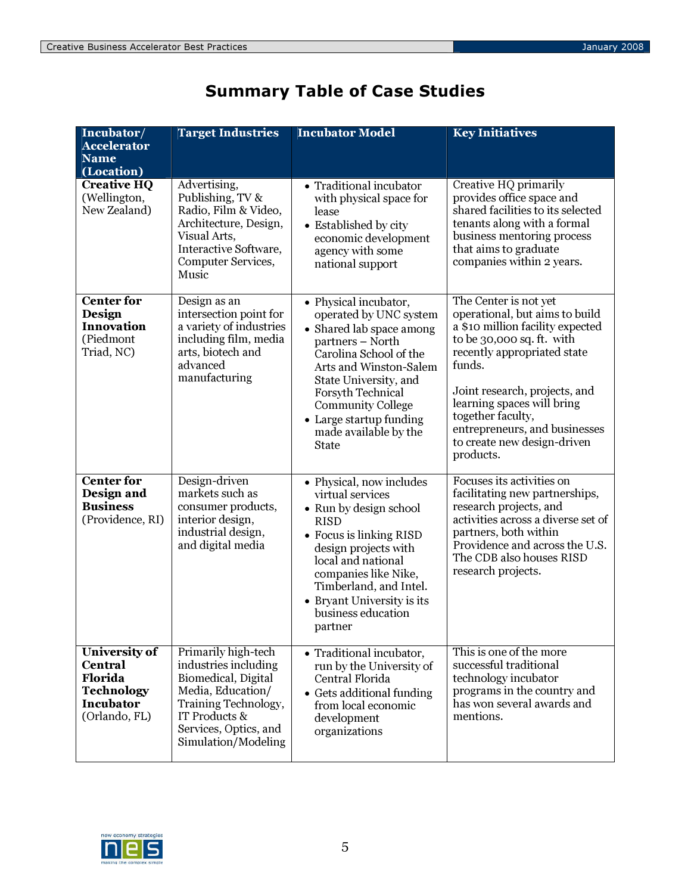# Summary Table of Case Studies

| Incubator/ Accelerator Name (Location) | Target Industries | Incubator Model | Key Initiatives |
|---|---|---|---|
| **Creative HQ** (Wellington, New Zealand) | Advertising, Publishing, TV & Radio, Film & Video, Architecture, Design, Visual Arts, Interactive Software, Computer Services, Music | • Traditional incubator with physical space for lease<br>• Established by city economic development agency with some national support | Creative HQ primarily provides office space and shared facilities to its selected tenants along with a formal business mentoring process that aims to graduate companies within 2 years. |
| **Center for Design Innovation** (Piedmont Triad, NC) | Design as an intersection point for a variety of industries including film, media arts, biotech and advanced manufacturing | • Physical incubator, operated by UNC system<br>• Shared lab space among partners – North Carolina School of the Arts and Winston-Salem State University, and Forsyth Technical Community College<br>• Large startup funding made available by the State | The Center is not yet operational, but aims to build a $10 million facility expected to be 30,000 sq. ft. with recently appropriated state funds.<br><br>Joint research, projects, and learning spaces will bring together faculty, entrepreneurs, and businesses to create new design-driven products. |
| **Center for Design and Business** (Providence, RI) | Design-driven markets such as consumer products, interior design, industrial design, and digital media | • Physical, now includes virtual services<br>• Run by design school RISD<br>• Focus is linking RISD design projects with local and national companies like Nike, Timberland, and Intel.<br>• Bryant University is its business education partner | Focuses its activities on facilitating new partnerships, research projects, and activities across a diverse set of partners, both within Providence and across the U.S. The CDB also houses RISD research projects. |
| **University of Central Florida Technology Incubator** (Orlando, FL) | Primarily high-tech industries including Biomedical, Digital Media, Education/ Training Technology, IT Products & Services, Optics, and Simulation/Modeling | • Traditional incubator, run by the University of Central Florida<br>• Gets additional funding from local economic development organizations | This is one of the more successful traditional technology incubator programs in the country and has won several awards and mentions. |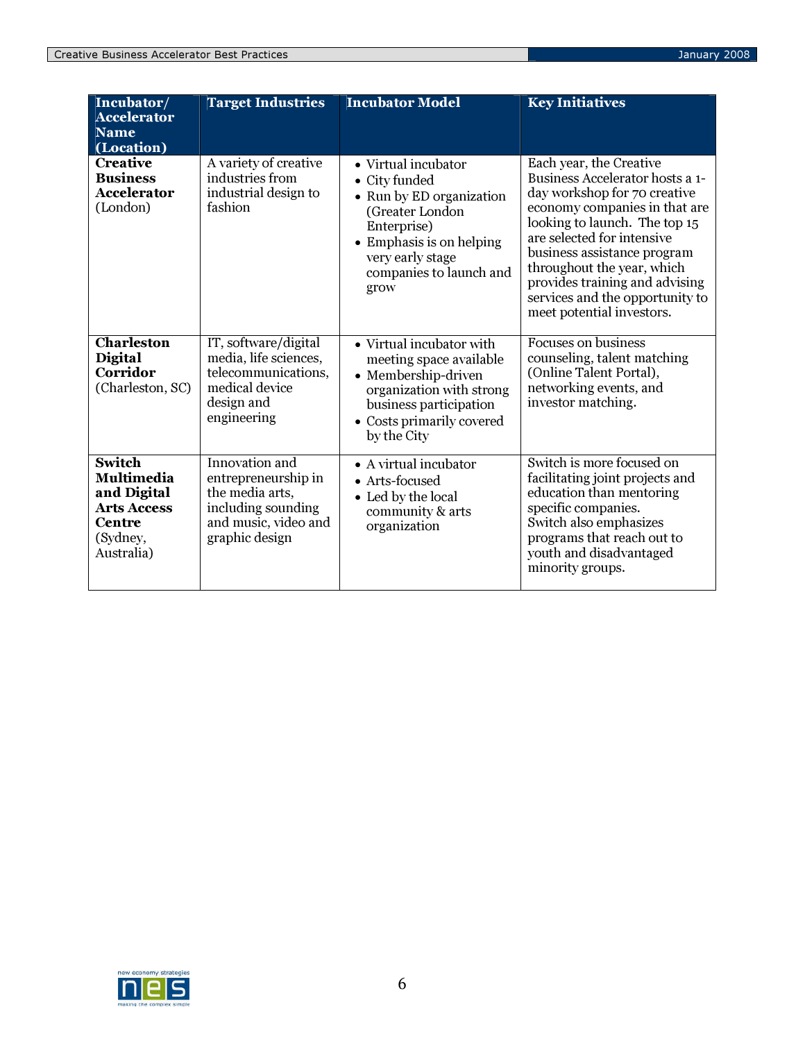| Incubator/ Accelerator Name (Location) | Target Industries | Incubator Model | Key Initiatives |
|---|---|---|---|
| **Creative Business Accelerator** (London) | A variety of creative industries from industrial design to fashion | • Virtual incubator<br>• City funded<br>• Run by ED organization (Greater London Enterprise)<br>• Emphasis is on helping very early stage companies to launch and grow | Each year, the Creative Business Accelerator hosts a 1-day workshop for 70 creative economy companies in that are looking to launch. The top 15 are selected for intensive business assistance program throughout the year, which provides training and advising services and the opportunity to meet potential investors. |
| **Charleston Digital Corridor** (Charleston, SC) | IT, software/digital media, life sciences, telecommunications, medical device design and engineering | • Virtual incubator with meeting space available<br>• Membership-driven organization with strong business participation<br>• Costs primarily covered by the City | Focuses on business counseling, talent matching (Online Talent Portal), networking events, and investor matching. |
| **Switch Multimedia and Digital Arts Access Centre** (Sydney, Australia) | Innovation and entrepreneurship in the media arts, including sounding and music, video and graphic design | • A virtual incubator<br>• Arts-focused<br>• Led by the local community & arts organization | Switch is more focused on facilitating joint projects and education than mentoring specific companies. Switch also emphasizes programs that reach out to youth and disadvantaged minority groups. |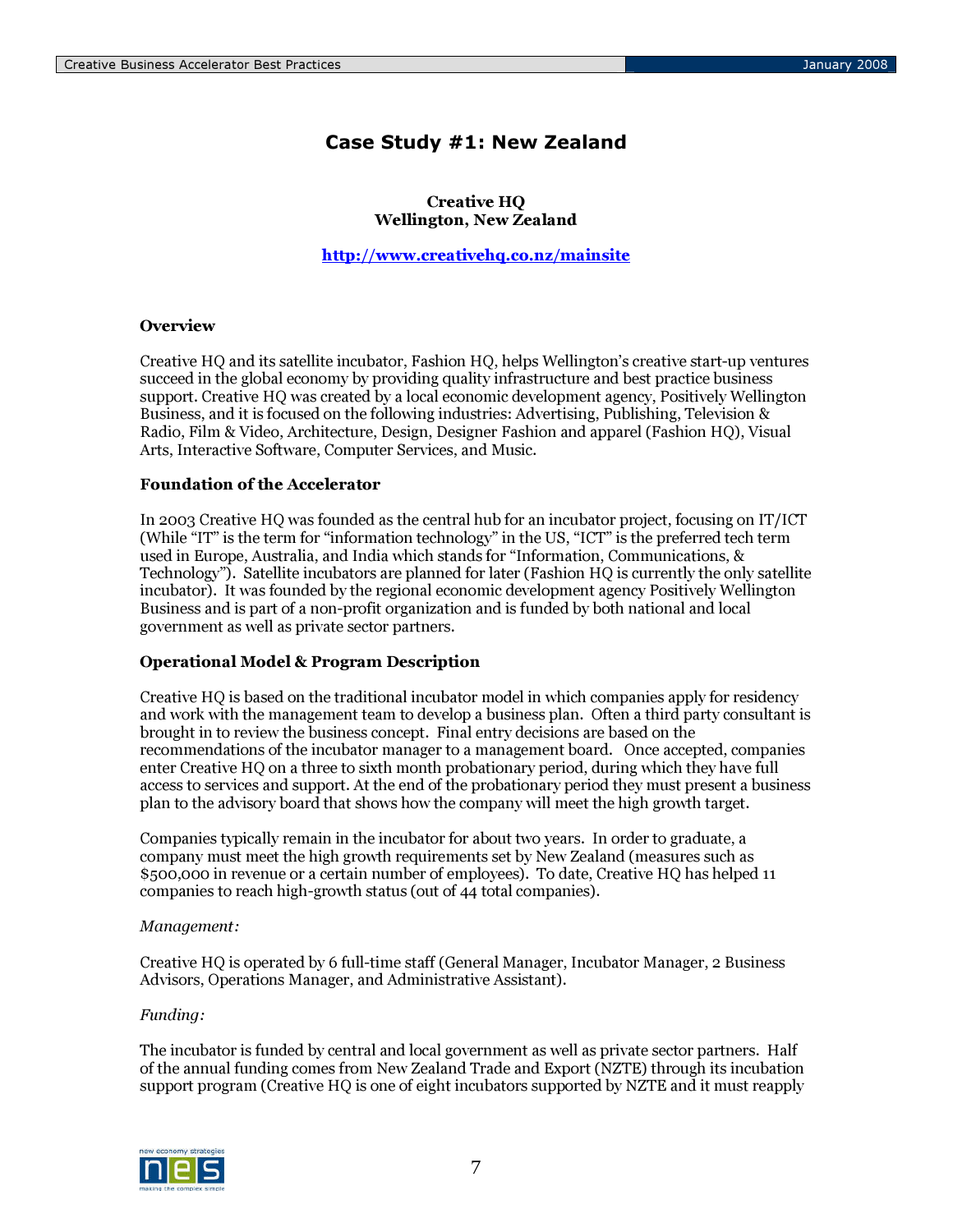# Case Study #1: New Zealand

**Creative HQ**
**Wellington, New Zealand**

**http://www.creativehq.co.nz/mainsite**

### Overview

Creative HQ and its satellite incubator, Fashion HQ, helps Wellington's creative start-up ventures succeed in the global economy by providing quality infrastructure and best practice business support. Creative HQ was created by a local economic development agency, Positively Wellington Business, and it is focused on the following industries: Advertising, Publishing, Television & Radio, Film & Video, Architecture, Design, Designer Fashion and apparel (Fashion HQ), Visual Arts, Interactive Software, Computer Services, and Music.

### Foundation of the Accelerator

In 2003 Creative HQ was founded as the central hub for an incubator project, focusing on IT/ICT (While "IT" is the term for "information technology" in the US, "ICT" is the preferred tech term used in Europe, Australia, and India which stands for "Information, Communications, & Technology"). Satellite incubators are planned for later (Fashion HQ is currently the only satellite incubator). It was founded by the regional economic development agency Positively Wellington Business and is part of a non-profit organization and is funded by both national and local government as well as private sector partners.

### Operational Model & Program Description

Creative HQ is based on the traditional incubator model in which companies apply for residency and work with the management team to develop a business plan. Often a third party consultant is brought in to review the business concept. Final entry decisions are based on the recommendations of the incubator manager to a management board. Once accepted, companies enter Creative HQ on a three to sixth month probationary period, during which they have full access to services and support. At the end of the probationary period they must present a business plan to the advisory board that shows how the company will meet the high growth target.

Companies typically remain in the incubator for about two years. In order to graduate, a company must meet the high growth requirements set by New Zealand (measures such as $500,000 in revenue or a certain number of employees). To date, Creative HQ has helped 11 companies to reach high-growth status (out of 44 total companies).

*Management:*

Creative HQ is operated by 6 full-time staff (General Manager, Incubator Manager, 2 Business Advisors, Operations Manager, and Administrative Assistant).

*Funding:*

The incubator is funded by central and local government as well as private sector partners. Half of the annual funding comes from New Zealand Trade and Export (NZTE) through its incubation support program (Creative HQ is one of eight incubators supported by NZTE and it must reapply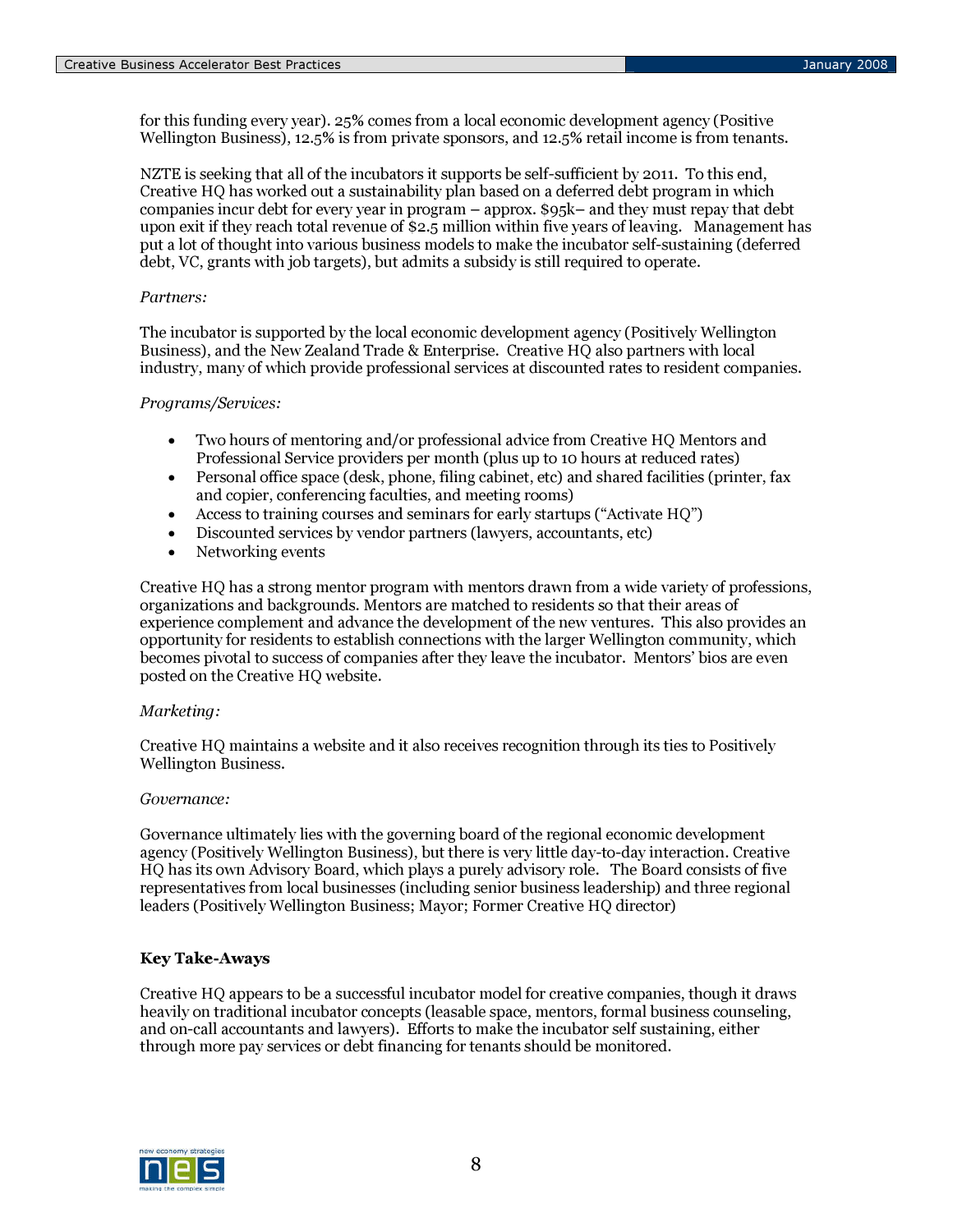for this funding every year). 25% comes from a local economic development agency (Positive Wellington Business), 12.5% is from private sponsors, and 12.5% retail income is from tenants.

NZTE is seeking that all of the incubators it supports be self-sufficient by 2011. To this end, Creative HQ has worked out a sustainability plan based on a deferred debt program in which companies incur debt for every year in program – approx. $95k– and they must repay that debt upon exit if they reach total revenue of $2.5 million within five years of leaving. Management has put a lot of thought into various business models to make the incubator self-sustaining (deferred debt, VC, grants with job targets), but admits a subsidy is still required to operate.

*Partners:*

The incubator is supported by the local economic development agency (Positively Wellington Business), and the New Zealand Trade & Enterprise. Creative HQ also partners with local industry, many of which provide professional services at discounted rates to resident companies.

*Programs/Services:*

- Two hours of mentoring and/or professional advice from Creative HQ Mentors and Professional Service providers per month (plus up to 10 hours at reduced rates)
- Personal office space (desk, phone, filing cabinet, etc) and shared facilities (printer, fax and copier, conferencing faculties, and meeting rooms)
- Access to training courses and seminars for early startups ("Activate HQ")
- Discounted services by vendor partners (lawyers, accountants, etc)
- Networking events

Creative HQ has a strong mentor program with mentors drawn from a wide variety of professions, organizations and backgrounds. Mentors are matched to residents so that their areas of experience complement and advance the development of the new ventures. This also provides an opportunity for residents to establish connections with the larger Wellington community, which becomes pivotal to success of companies after they leave the incubator. Mentors' bios are even posted on the Creative HQ website.

*Marketing:*

Creative HQ maintains a website and it also receives recognition through its ties to Positively Wellington Business.

*Governance:*

Governance ultimately lies with the governing board of the regional economic development agency (Positively Wellington Business), but there is very little day-to-day interaction. Creative HQ has its own Advisory Board, which plays a purely advisory role. The Board consists of five representatives from local businesses (including senior business leadership) and three regional leaders (Positively Wellington Business; Mayor; Former Creative HQ director)

**Key Take-Aways**

Creative HQ appears to be a successful incubator model for creative companies, though it draws heavily on traditional incubator concepts (leasable space, mentors, formal business counseling, and on-call accountants and lawyers). Efforts to make the incubator self sustaining, either through more pay services or debt financing for tenants should be monitored.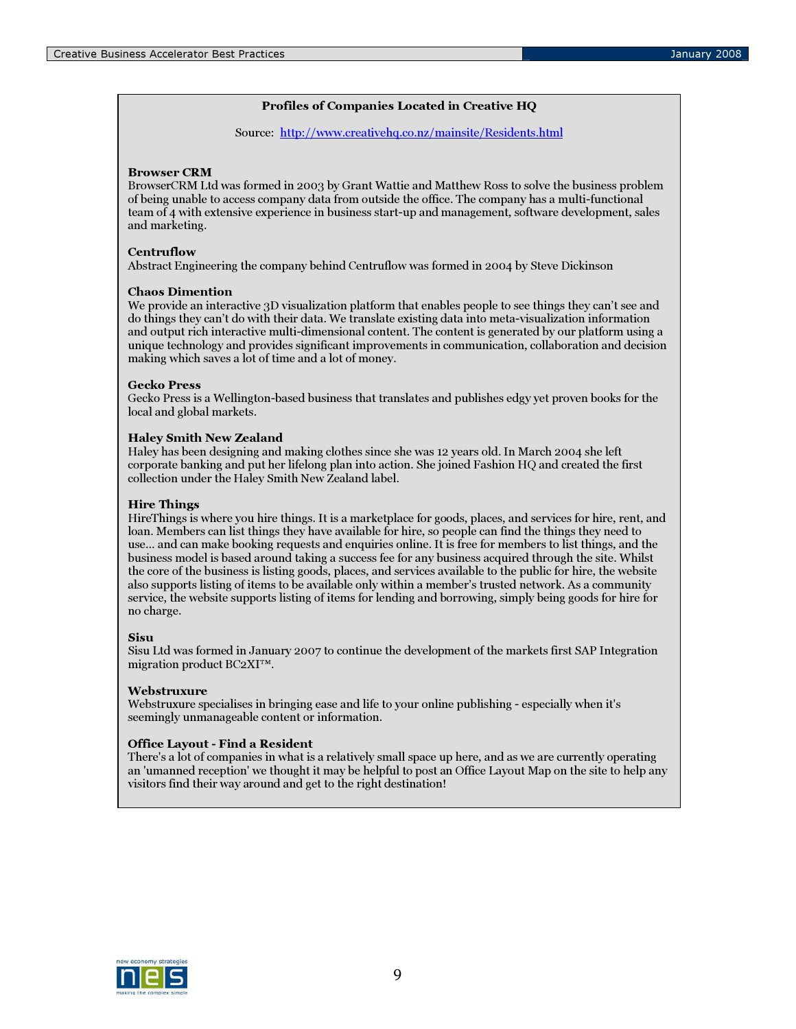**Profiles of Companies Located in Creative HQ**

Source: http://www.creativehq.co.nz/mainsite/Residents.html

**Browser CRM**
BrowserCRM Ltd was formed in 2003 by Grant Wattie and Matthew Ross to solve the business problem of being unable to access company data from outside the office. The company has a multi-functional team of 4 with extensive experience in business start-up and management, software development, sales and marketing.

**Centruflow**
Abstract Engineering the company behind Centruflow was formed in 2004 by Steve Dickinson

**Chaos Dimention**
We provide an interactive 3D visualization platform that enables people to see things they can't see and do things they can't do with their data. We translate existing data into meta-visualization information and output rich interactive multi-dimensional content. The content is generated by our platform using a unique technology and provides significant improvements in communication, collaboration and decision making which saves a lot of time and a lot of money.

**Gecko Press**
Gecko Press is a Wellington-based business that translates and publishes edgy yet proven books for the local and global markets.

**Haley Smith New Zealand**
Haley has been designing and making clothes since she was 12 years old. In March 2004 she left corporate banking and put her lifelong plan into action. She joined Fashion HQ and created the first collection under the Haley Smith New Zealand label.

**Hire Things**
HireThings is where you hire things. It is a marketplace for goods, places, and services for hire, rent, and loan. Members can list things they have available for hire, so people can find the things they need to use... and can make booking requests and enquiries online. It is free for members to list things, and the business model is based around taking a success fee for any business acquired through the site. Whilst the core of the business is listing goods, places, and services available to the public for hire, the website also supports listing of items to be available only within a member's trusted network. As a community service, the website supports listing of items for lending and borrowing, simply being goods for hire for no charge.

**Sisu**
Sisu Ltd was formed in January 2007 to continue the development of the markets first SAP Integration migration product BC2XI™.

**Webstruxure**
Webstruxure specialises in bringing ease and life to your online publishing - especially when it's seemingly unmanageable content or information.

**Office Layout - Find a Resident**
There's a lot of companies in what is a relatively small space up here, and as we are currently operating an 'umanned reception' we thought it may be helpful to post an Office Layout Map on the site to help any visitors find their way around and get to the right destination!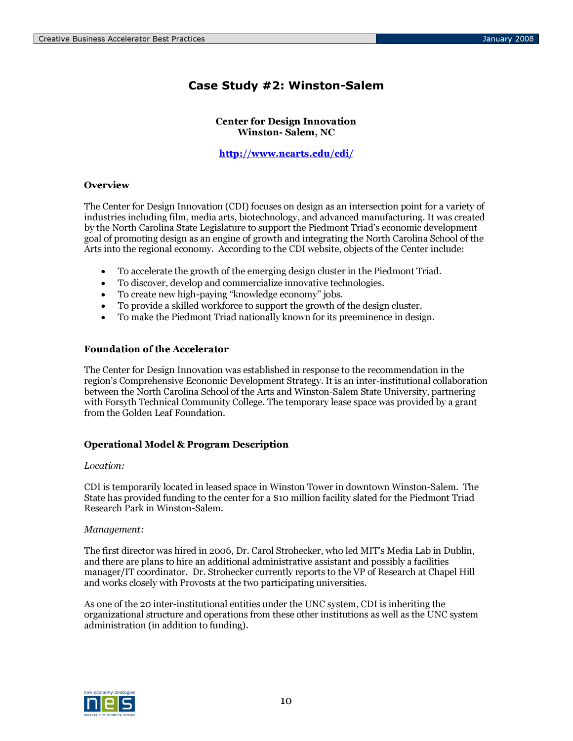## Case Study #2: Winston-Salem

**Center for Design Innovation**
**Winston- Salem, NC**

**http://www.ncarts.edu/cdi/**

### Overview

The Center for Design Innovation (CDI) focuses on design as an intersection point for a variety of industries including film, media arts, biotechnology, and advanced manufacturing. It was created by the North Carolina State Legislature to support the Piedmont Triad's economic development goal of promoting design as an engine of growth and integrating the North Carolina School of the Arts into the regional economy. According to the CDI website, objects of the Center include:

- To accelerate the growth of the emerging design cluster in the Piedmont Triad.
- To discover, develop and commercialize innovative technologies.
- To create new high-paying "knowledge economy" jobs.
- To provide a skilled workforce to support the growth of the design cluster.
- To make the Piedmont Triad nationally known for its preeminence in design.

### Foundation of the Accelerator

The Center for Design Innovation was established in response to the recommendation in the region's Comprehensive Economic Development Strategy. It is an inter-institutional collaboration between the North Carolina School of the Arts and Winston-Salem State University, partnering with Forsyth Technical Community College. The temporary lease space was provided by a grant from the Golden Leaf Foundation.

### Operational Model & Program Description

*Location:*

CDI is temporarily located in leased space in Winston Tower in downtown Winston-Salem. The State has provided funding to the center for a $10 million facility slated for the Piedmont Triad Research Park in Winston-Salem.

*Management:*

The first director was hired in 2006, Dr. Carol Strohecker, who led MIT's Media Lab in Dublin, and there are plans to hire an additional administrative assistant and possibly a facilities manager/IT coordinator. Dr. Strohecker currently reports to the VP of Research at Chapel Hill and works closely with Provosts at the two participating universities.

As one of the 20 inter-institutional entities under the UNC system, CDI is inheriting the organizational structure and operations from these other institutions as well as the UNC system administration (in addition to funding).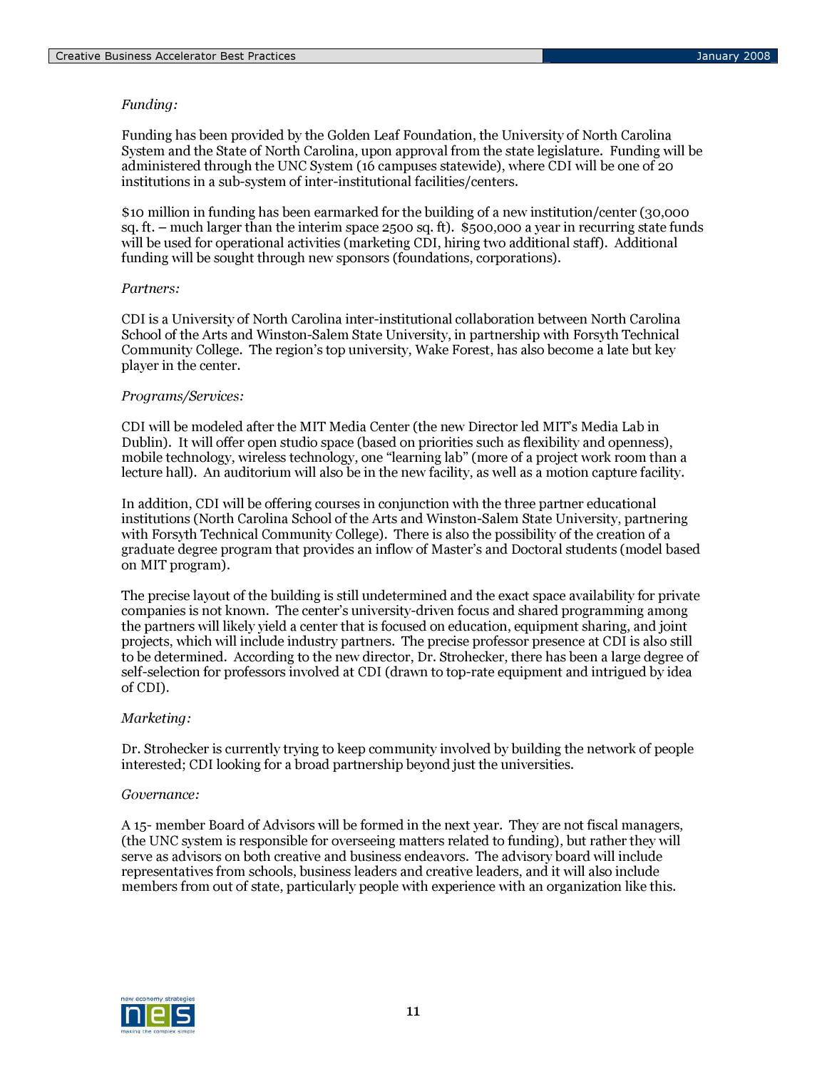*Funding:*

Funding has been provided by the Golden Leaf Foundation, the University of North Carolina System and the State of North Carolina, upon approval from the state legislature. Funding will be administered through the UNC System (16 campuses statewide), where CDI will be one of 20 institutions in a sub-system of inter-institutional facilities/centers.

$10 million in funding has been earmarked for the building of a new institution/center (30,000 sq. ft. – much larger than the interim space 2500 sq. ft). $500,000 a year in recurring state funds will be used for operational activities (marketing CDI, hiring two additional staff). Additional funding will be sought through new sponsors (foundations, corporations).

*Partners:*

CDI is a University of North Carolina inter-institutional collaboration between North Carolina School of the Arts and Winston-Salem State University, in partnership with Forsyth Technical Community College. The region's top university, Wake Forest, has also become a late but key player in the center.

*Programs/Services:*

CDI will be modeled after the MIT Media Center (the new Director led MIT's Media Lab in Dublin). It will offer open studio space (based on priorities such as flexibility and openness), mobile technology, wireless technology, one "learning lab" (more of a project work room than a lecture hall). An auditorium will also be in the new facility, as well as a motion capture facility.

In addition, CDI will be offering courses in conjunction with the three partner educational institutions (North Carolina School of the Arts and Winston-Salem State University, partnering with Forsyth Technical Community College). There is also the possibility of the creation of a graduate degree program that provides an inflow of Master's and Doctoral students (model based on MIT program).

The precise layout of the building is still undetermined and the exact space availability for private companies is not known. The center's university-driven focus and shared programming among the partners will likely yield a center that is focused on education, equipment sharing, and joint projects, which will include industry partners. The precise professor presence at CDI is also still to be determined. According to the new director, Dr. Strohecker, there has been a large degree of self-selection for professors involved at CDI (drawn to top-rate equipment and intrigued by idea of CDI).

*Marketing:*

Dr. Strohecker is currently trying to keep community involved by building the network of people interested; CDI looking for a broad partnership beyond just the universities.

*Governance:*

A 15- member Board of Advisors will be formed in the next year. They are not fiscal managers, (the UNC system is responsible for overseeing matters related to funding), but rather they will serve as advisors on both creative and business endeavors. The advisory board will include representatives from schools, business leaders and creative leaders, and it will also include members from out of state, particularly people with experience with an organization like this.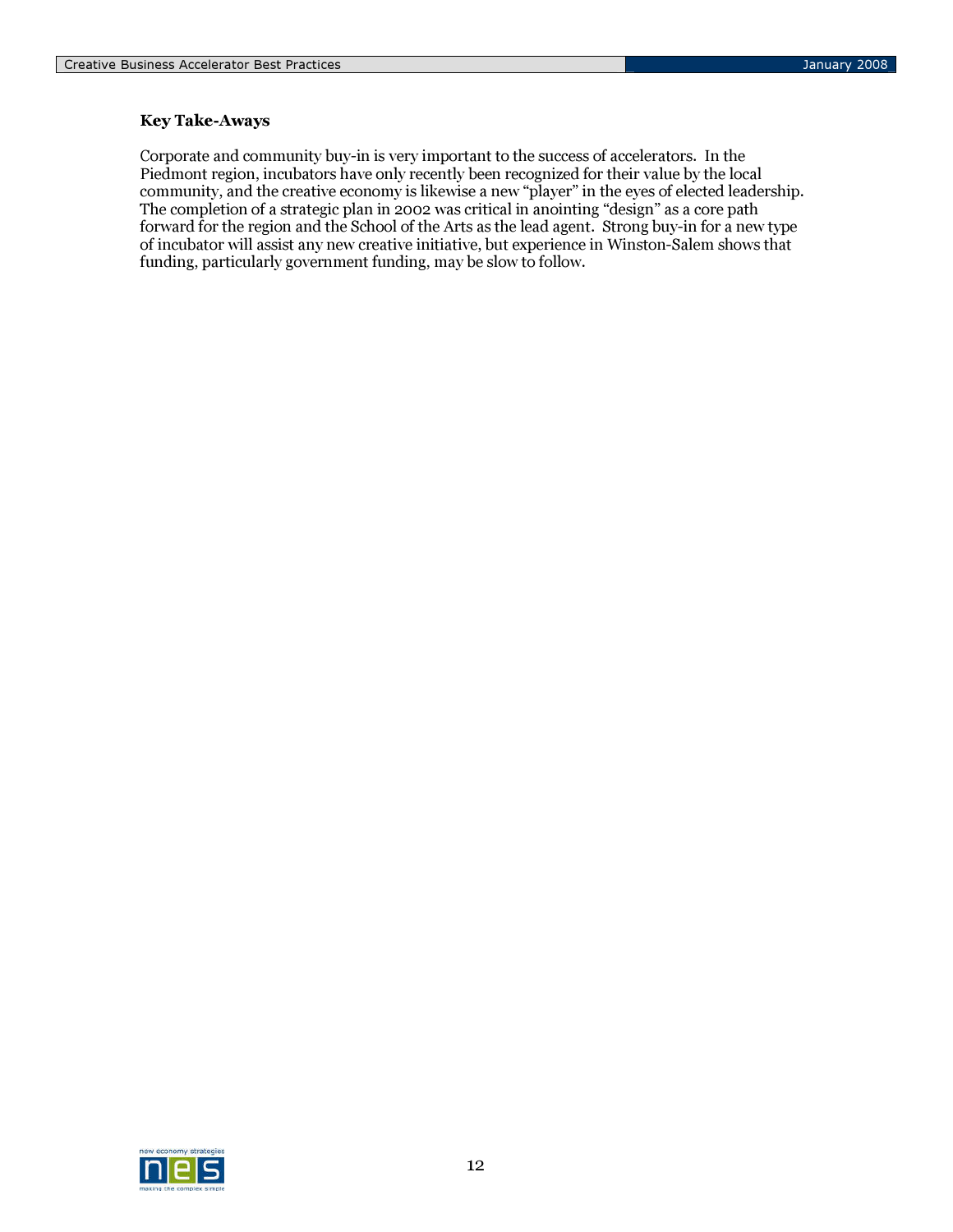**Key Take-Aways**

Corporate and community buy-in is very important to the success of accelerators. In the Piedmont region, incubators have only recently been recognized for their value by the local community, and the creative economy is likewise a new "player" in the eyes of elected leadership. The completion of a strategic plan in 2002 was critical in anointing "design" as a core path forward for the region and the School of the Arts as the lead agent. Strong buy-in for a new type of incubator will assist any new creative initiative, but experience in Winston-Salem shows that funding, particularly government funding, may be slow to follow.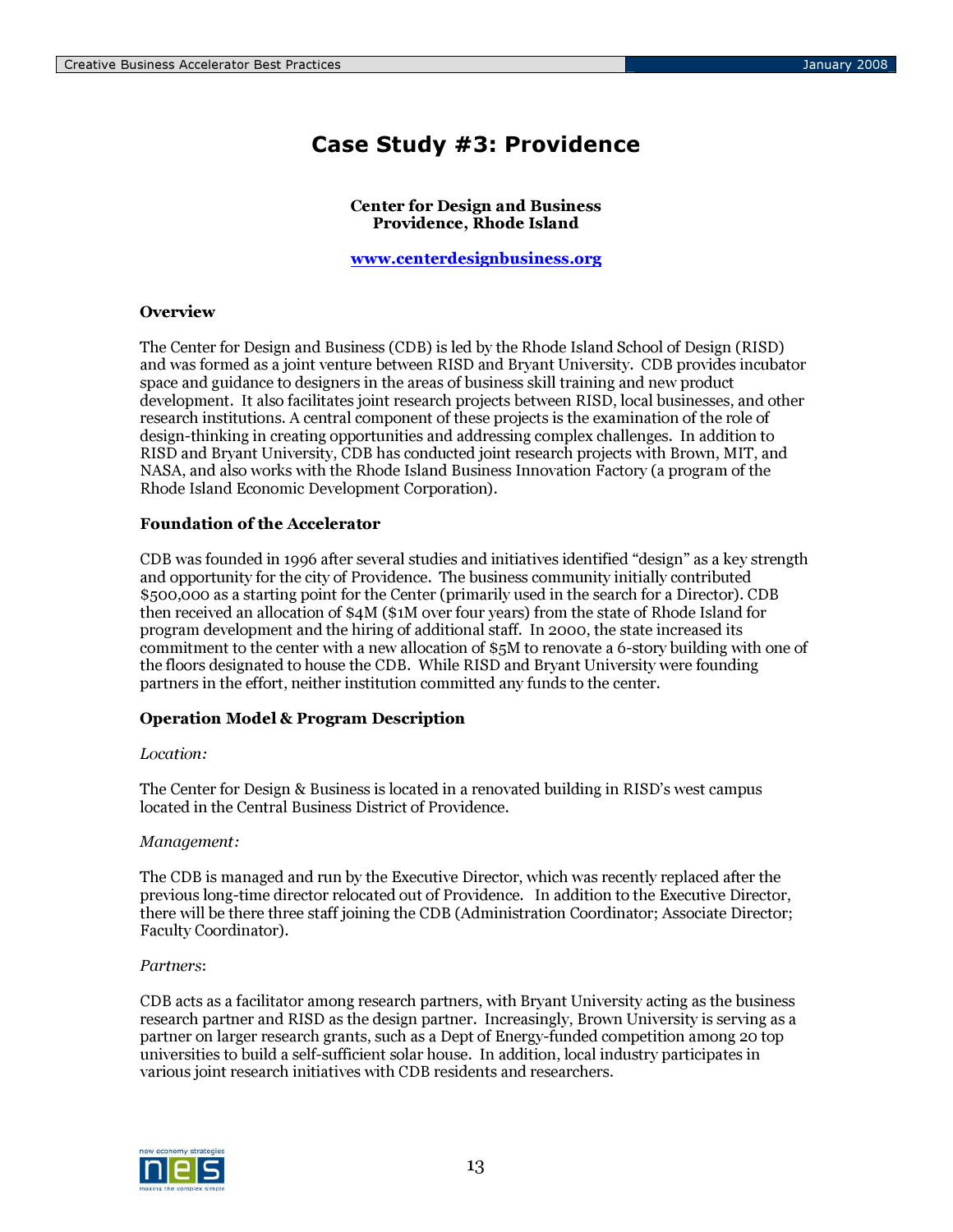# Case Study #3: Providence

**Center for Design and Business**
**Providence, Rhode Island**

**www.centerdesignbusiness.org**

### Overview

The Center for Design and Business (CDB) is led by the Rhode Island School of Design (RISD) and was formed as a joint venture between RISD and Bryant University. CDB provides incubator space and guidance to designers in the areas of business skill training and new product development. It also facilitates joint research projects between RISD, local businesses, and other research institutions. A central component of these projects is the examination of the role of design-thinking in creating opportunities and addressing complex challenges. In addition to RISD and Bryant University, CDB has conducted joint research projects with Brown, MIT, and NASA, and also works with the Rhode Island Business Innovation Factory (a program of the Rhode Island Economic Development Corporation).

### Foundation of the Accelerator

CDB was founded in 1996 after several studies and initiatives identified "design" as a key strength and opportunity for the city of Providence. The business community initially contributed $500,000 as a starting point for the Center (primarily used in the search for a Director). CDB then received an allocation of $4M ($1M over four years) from the state of Rhode Island for program development and the hiring of additional staff. In 2000, the state increased its commitment to the center with a new allocation of $5M to renovate a 6-story building with one of the floors designated to house the CDB. While RISD and Bryant University were founding partners in the effort, neither institution committed any funds to the center.

### Operation Model & Program Description

*Location:*

The Center for Design & Business is located in a renovated building in RISD's west campus located in the Central Business District of Providence.

*Management:*

The CDB is managed and run by the Executive Director, which was recently replaced after the previous long-time director relocated out of Providence. In addition to the Executive Director, there will be there three staff joining the CDB (Administration Coordinator; Associate Director; Faculty Coordinator).

*Partners*:

CDB acts as a facilitator among research partners, with Bryant University acting as the business research partner and RISD as the design partner. Increasingly, Brown University is serving as a partner on larger research grants, such as a Dept of Energy-funded competition among 20 top universities to build a self-sufficient solar house. In addition, local industry participates in various joint research initiatives with CDB residents and researchers.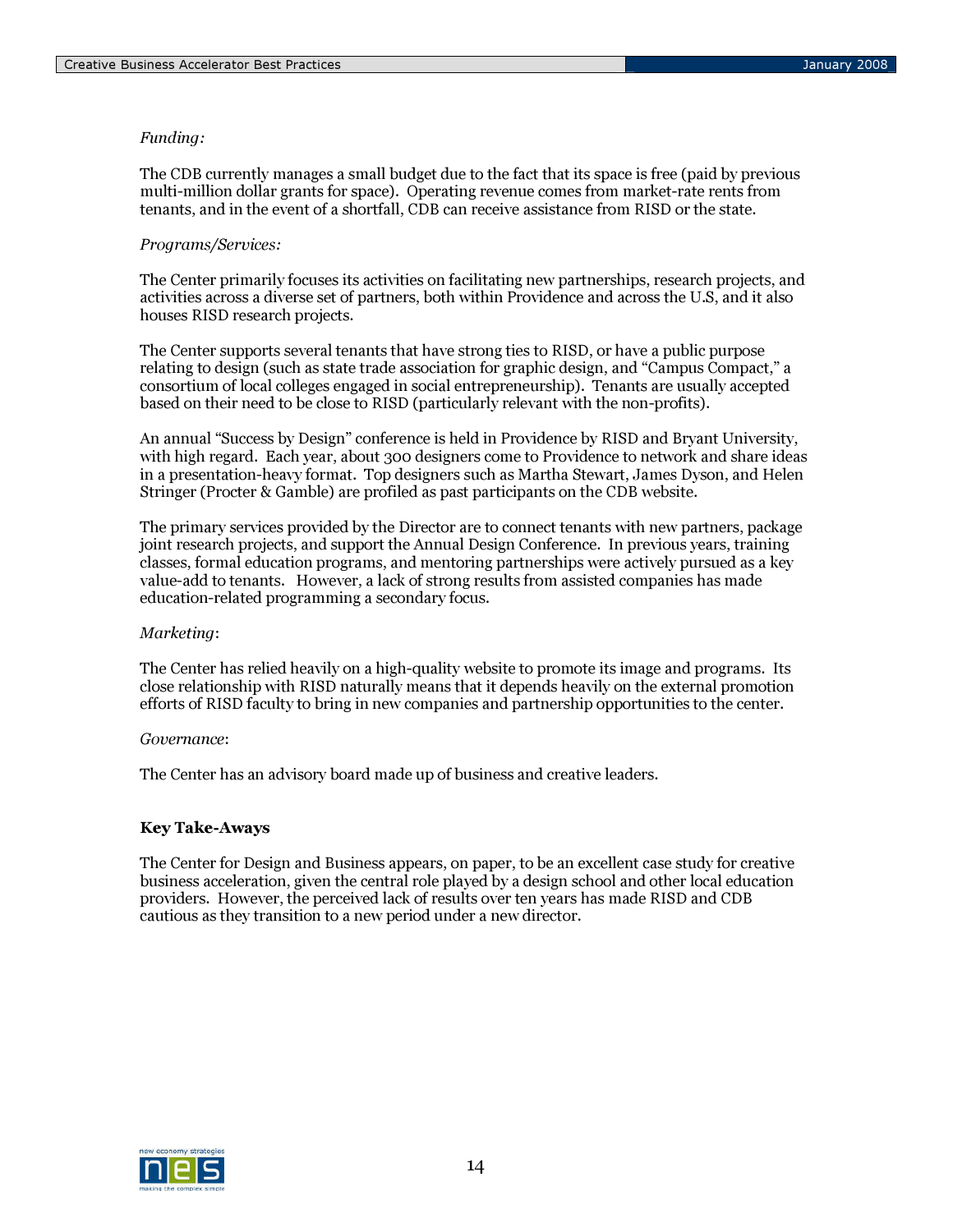*Funding:*

The CDB currently manages a small budget due to the fact that its space is free (paid by previous multi-million dollar grants for space). Operating revenue comes from market-rate rents from tenants, and in the event of a shortfall, CDB can receive assistance from RISD or the state.

*Programs/Services:*

The Center primarily focuses its activities on facilitating new partnerships, research projects, and activities across a diverse set of partners, both within Providence and across the U.S, and it also houses RISD research projects.

The Center supports several tenants that have strong ties to RISD, or have a public purpose relating to design (such as state trade association for graphic design, and "Campus Compact," a consortium of local colleges engaged in social entrepreneurship). Tenants are usually accepted based on their need to be close to RISD (particularly relevant with the non-profits).

An annual "Success by Design" conference is held in Providence by RISD and Bryant University, with high regard. Each year, about 300 designers come to Providence to network and share ideas in a presentation-heavy format. Top designers such as Martha Stewart, James Dyson, and Helen Stringer (Procter & Gamble) are profiled as past participants on the CDB website.

The primary services provided by the Director are to connect tenants with new partners, package joint research projects, and support the Annual Design Conference. In previous years, training classes, formal education programs, and mentoring partnerships were actively pursued as a key value-add to tenants. However, a lack of strong results from assisted companies has made education-related programming a secondary focus.

*Marketing*:

The Center has relied heavily on a high-quality website to promote its image and programs. Its close relationship with RISD naturally means that it depends heavily on the external promotion efforts of RISD faculty to bring in new companies and partnership opportunities to the center.

*Governance*:

The Center has an advisory board made up of business and creative leaders.

**Key Take-Aways**

The Center for Design and Business appears, on paper, to be an excellent case study for creative business acceleration, given the central role played by a design school and other local education providers. However, the perceived lack of results over ten years has made RISD and CDB cautious as they transition to a new period under a new director.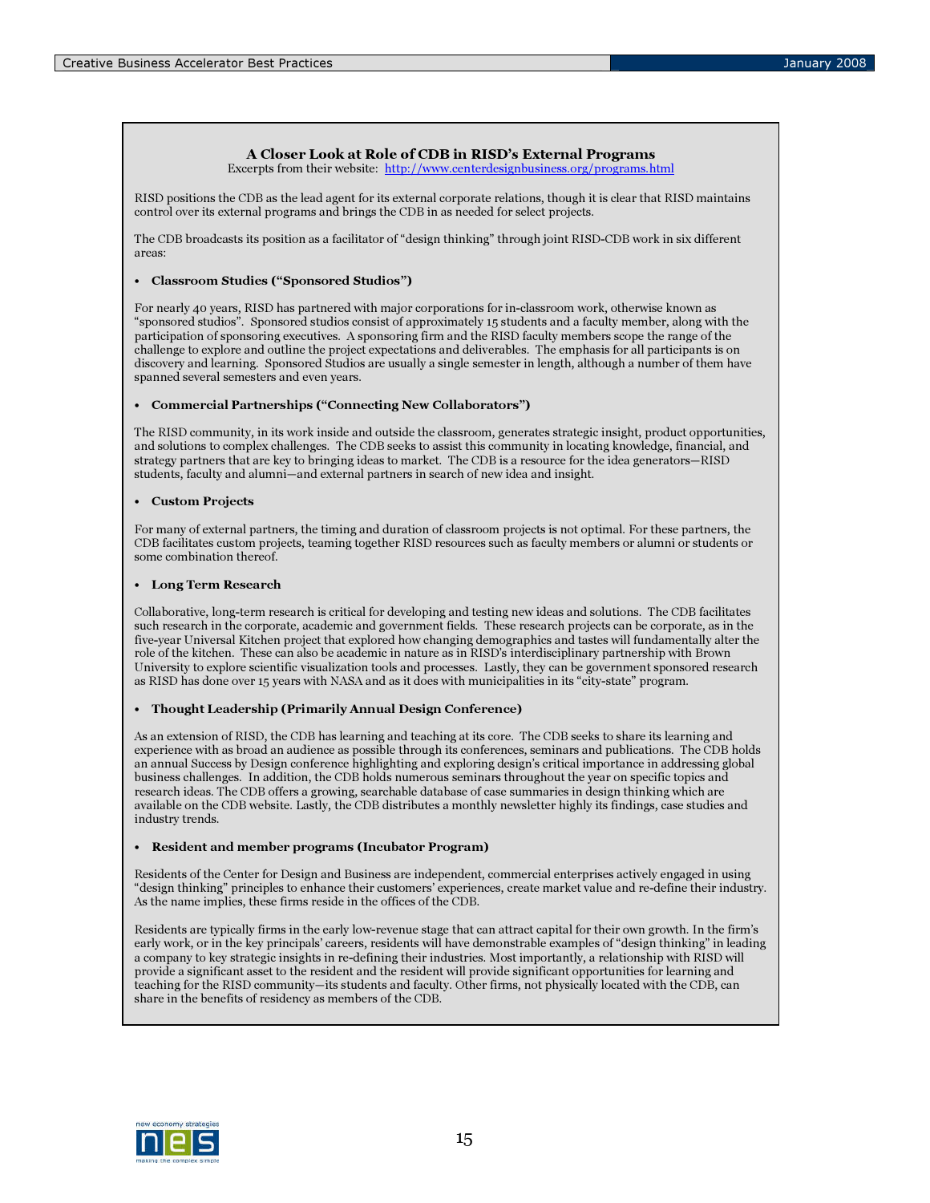### A Closer Look at Role of CDB in RISD's External Programs

Excerpts from their website: [http://www.centerdesignbusiness.org/programs.html](http://www.centerdesignbusiness.org/programs.html)

RISD positions the CDB as the lead agent for its external corporate relations, though it is clear that RISD maintains control over its external programs and brings the CDB in as needed for select projects.

The CDB broadcasts its position as a facilitator of "design thinking" through joint RISD-CDB work in six different areas:

- **Classroom Studies ("Sponsored Studios")**

For nearly 40 years, RISD has partnered with major corporations for in-classroom work, otherwise known as "sponsored studios". Sponsored studios consist of approximately 15 students and a faculty member, along with the participation of sponsoring executives. A sponsoring firm and the RISD faculty members scope the range of the challenge to explore and outline the project expectations and deliverables. The emphasis for all participants is on discovery and learning. Sponsored Studios are usually a single semester in length, although a number of them have spanned several semesters and even years.

- **Commercial Partnerships ("Connecting New Collaborators")**

The RISD community, in its work inside and outside the classroom, generates strategic insight, product opportunities, and solutions to complex challenges. The CDB seeks to assist this community in locating knowledge, financial, and strategy partners that are key to bringing ideas to market. The CDB is a resource for the idea generators—RISD students, faculty and alumni—and external partners in search of new idea and insight.

- **Custom Projects**

For many of external partners, the timing and duration of classroom projects is not optimal. For these partners, the CDB facilitates custom projects, teaming together RISD resources such as faculty members or alumni or students or some combination thereof.

- **Long Term Research**

Collaborative, long-term research is critical for developing and testing new ideas and solutions. The CDB facilitates such research in the corporate, academic and government fields. These research projects can be corporate, as in the five-year Universal Kitchen project that explored how changing demographics and tastes will fundamentally alter the role of the kitchen. These can also be academic in nature as in RISD's interdisciplinary partnership with Brown University to explore scientific visualization tools and processes. Lastly, they can be government sponsored research as RISD has done over 15 years with NASA and as it does with municipalities in its "city-state" program.

- **Thought Leadership (Primarily Annual Design Conference)**

As an extension of RISD, the CDB has learning and teaching at its core. The CDB seeks to share its learning and experience with as broad an audience as possible through its conferences, seminars and publications. The CDB holds an annual Success by Design conference highlighting and exploring design's critical importance in addressing global business challenges. In addition, the CDB holds numerous seminars throughout the year on specific topics and research ideas. The CDB offers a growing, searchable database of case summaries in design thinking which are available on the CDB website. Lastly, the CDB distributes a monthly newsletter highly its findings, case studies and industry trends.

- **Resident and member programs (Incubator Program)**

Residents of the Center for Design and Business are independent, commercial enterprises actively engaged in using "design thinking" principles to enhance their customers' experiences, create market value and re-define their industry. As the name implies, these firms reside in the offices of the CDB.

Residents are typically firms in the early low-revenue stage that can attract capital for their own growth. In the firm's early work, or in the key principals' careers, residents will have demonstrable examples of "design thinking" in leading a company to key strategic insights in re-defining their industries. Most importantly, a relationship with RISD will provide a significant asset to the resident and the resident will provide significant opportunities for learning and teaching for the RISD community—its students and faculty. Other firms, not physically located with the CDB, can share in the benefits of residency as members of the CDB.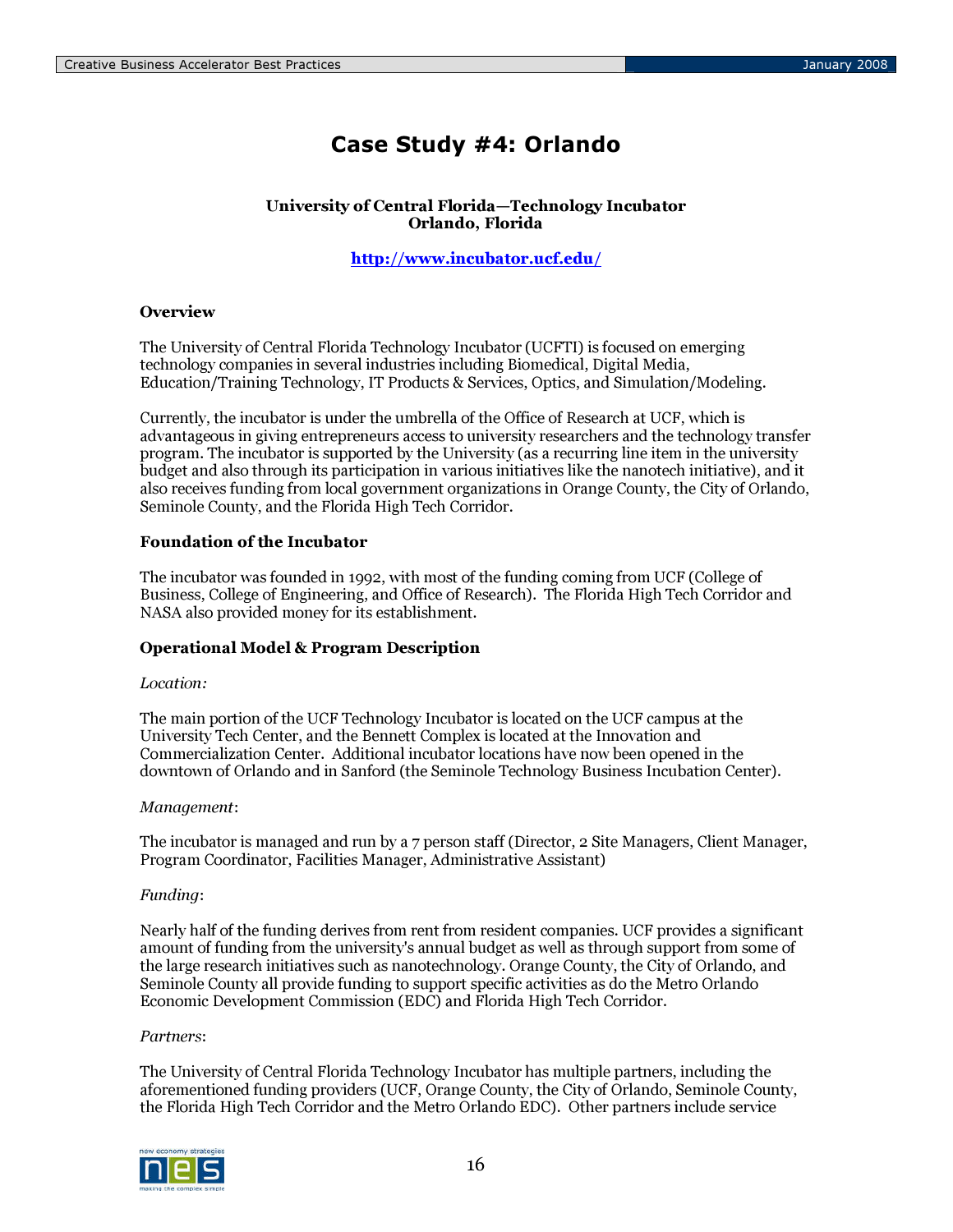# Case Study #4: Orlando

**University of Central Florida—Technology Incubator**
**Orlando, Florida**

**http://www.incubator.ucf.edu/**

### Overview

The University of Central Florida Technology Incubator (UCFTI) is focused on emerging technology companies in several industries including Biomedical, Digital Media, Education/Training Technology, IT Products & Services, Optics, and Simulation/Modeling.

Currently, the incubator is under the umbrella of the Office of Research at UCF, which is advantageous in giving entrepreneurs access to university researchers and the technology transfer program. The incubator is supported by the University (as a recurring line item in the university budget and also through its participation in various initiatives like the nanotech initiative), and it also receives funding from local government organizations in Orange County, the City of Orlando, Seminole County, and the Florida High Tech Corridor.

### Foundation of the Incubator

The incubator was founded in 1992, with most of the funding coming from UCF (College of Business, College of Engineering, and Office of Research). The Florida High Tech Corridor and NASA also provided money for its establishment.

### Operational Model & Program Description

*Location:*

The main portion of the UCF Technology Incubator is located on the UCF campus at the University Tech Center, and the Bennett Complex is located at the Innovation and Commercialization Center. Additional incubator locations have now been opened in the downtown of Orlando and in Sanford (the Seminole Technology Business Incubation Center).

*Management*:

The incubator is managed and run by a 7 person staff (Director, 2 Site Managers, Client Manager, Program Coordinator, Facilities Manager, Administrative Assistant)

*Funding*:

Nearly half of the funding derives from rent from resident companies. UCF provides a significant amount of funding from the university's annual budget as well as through support from some of the large research initiatives such as nanotechnology. Orange County, the City of Orlando, and Seminole County all provide funding to support specific activities as do the Metro Orlando Economic Development Commission (EDC) and Florida High Tech Corridor.

*Partners*:

The University of Central Florida Technology Incubator has multiple partners, including the aforementioned funding providers (UCF, Orange County, the City of Orlando, Seminole County, the Florida High Tech Corridor and the Metro Orlando EDC). Other partners include service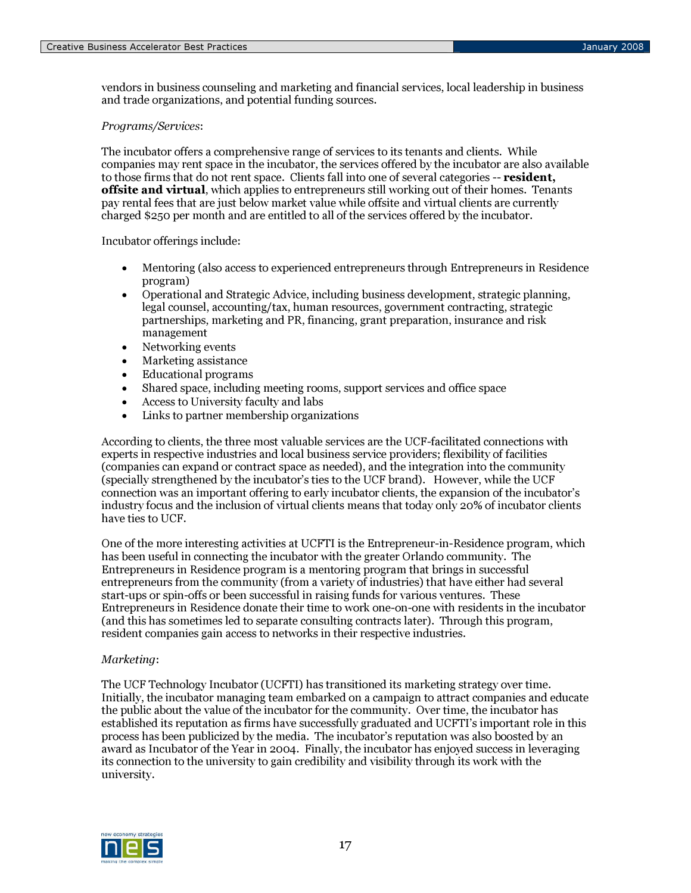vendors in business counseling and marketing and financial services, local leadership in business and trade organizations, and potential funding sources.

*Programs/Services*:

The incubator offers a comprehensive range of services to its tenants and clients. While companies may rent space in the incubator, the services offered by the incubator are also available to those firms that do not rent space. Clients fall into one of several categories -- **resident, offsite and virtual**, which applies to entrepreneurs still working out of their homes. Tenants pay rental fees that are just below market value while offsite and virtual clients are currently charged $250 per month and are entitled to all of the services offered by the incubator.

Incubator offerings include:

- Mentoring (also access to experienced entrepreneurs through Entrepreneurs in Residence program)
- Operational and Strategic Advice, including business development, strategic planning, legal counsel, accounting/tax, human resources, government contracting, strategic partnerships, marketing and PR, financing, grant preparation, insurance and risk management
- Networking events
- Marketing assistance
- Educational programs
- Shared space, including meeting rooms, support services and office space
- Access to University faculty and labs
- Links to partner membership organizations

According to clients, the three most valuable services are the UCF-facilitated connections with experts in respective industries and local business service providers; flexibility of facilities (companies can expand or contract space as needed), and the integration into the community (specially strengthened by the incubator's ties to the UCF brand). However, while the UCF connection was an important offering to early incubator clients, the expansion of the incubator's industry focus and the inclusion of virtual clients means that today only 20% of incubator clients have ties to UCF.

One of the more interesting activities at UCFTI is the Entrepreneur-in-Residence program, which has been useful in connecting the incubator with the greater Orlando community. The Entrepreneurs in Residence program is a mentoring program that brings in successful entrepreneurs from the community (from a variety of industries) that have either had several start-ups or spin-offs or been successful in raising funds for various ventures. These Entrepreneurs in Residence donate their time to work one-on-one with residents in the incubator (and this has sometimes led to separate consulting contracts later). Through this program, resident companies gain access to networks in their respective industries.

*Marketing*:

The UCF Technology Incubator (UCFTI) has transitioned its marketing strategy over time. Initially, the incubator managing team embarked on a campaign to attract companies and educate the public about the value of the incubator for the community. Over time, the incubator has established its reputation as firms have successfully graduated and UCFTI's important role in this process has been publicized by the media. The incubator's reputation was also boosted by an award as Incubator of the Year in 2004. Finally, the incubator has enjoyed success in leveraging its connection to the university to gain credibility and visibility through its work with the university.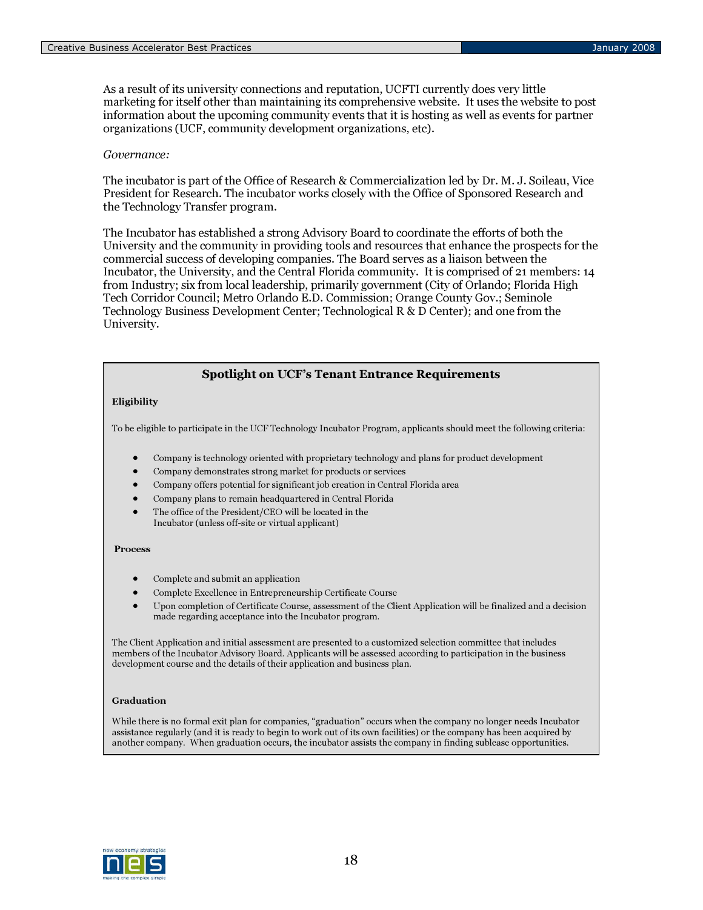As a result of its university connections and reputation, UCFTI currently does very little marketing for itself other than maintaining its comprehensive website. It uses the website to post information about the upcoming community events that it is hosting as well as events for partner organizations (UCF, community development organizations, etc).

*Governance:*

The incubator is part of the Office of Research & Commercialization led by Dr. M. J. Soileau, Vice President for Research. The incubator works closely with the Office of Sponsored Research and the Technology Transfer program.

The Incubator has established a strong Advisory Board to coordinate the efforts of both the University and the community in providing tools and resources that enhance the prospects for the commercial success of developing companies. The Board serves as a liaison between the Incubator, the University, and the Central Florida community. It is comprised of 21 members: 14 from Industry; six from local leadership, primarily government (City of Orlando; Florida High Tech Corridor Council; Metro Orlando E.D. Commission; Orange County Gov.; Seminole Technology Business Development Center; Technological R & D Center); and one from the University.

## Spotlight on UCF's Tenant Entrance Requirements

**Eligibility**

To be eligible to participate in the UCF Technology Incubator Program, applicants should meet the following criteria:

- Company is technology oriented with proprietary technology and plans for product development
- Company demonstrates strong market for products or services
- Company offers potential for significant job creation in Central Florida area
- Company plans to remain headquartered in Central Florida
- The office of the President/CEO will be located in the Incubator (unless off-site or virtual applicant)

**Process**

- Complete and submit an application
- Complete Excellence in Entrepreneurship Certificate Course
- Upon completion of Certificate Course, assessment of the Client Application will be finalized and a decision made regarding acceptance into the Incubator program.

The Client Application and initial assessment are presented to a customized selection committee that includes members of the Incubator Advisory Board. Applicants will be assessed according to participation in the business development course and the details of their application and business plan.

**Graduation**

While there is no formal exit plan for companies, "graduation" occurs when the company no longer needs Incubator assistance regularly (and it is ready to begin to work out of its own facilities) or the company has been acquired by another company. When graduation occurs, the incubator assists the company in finding sublease opportunities.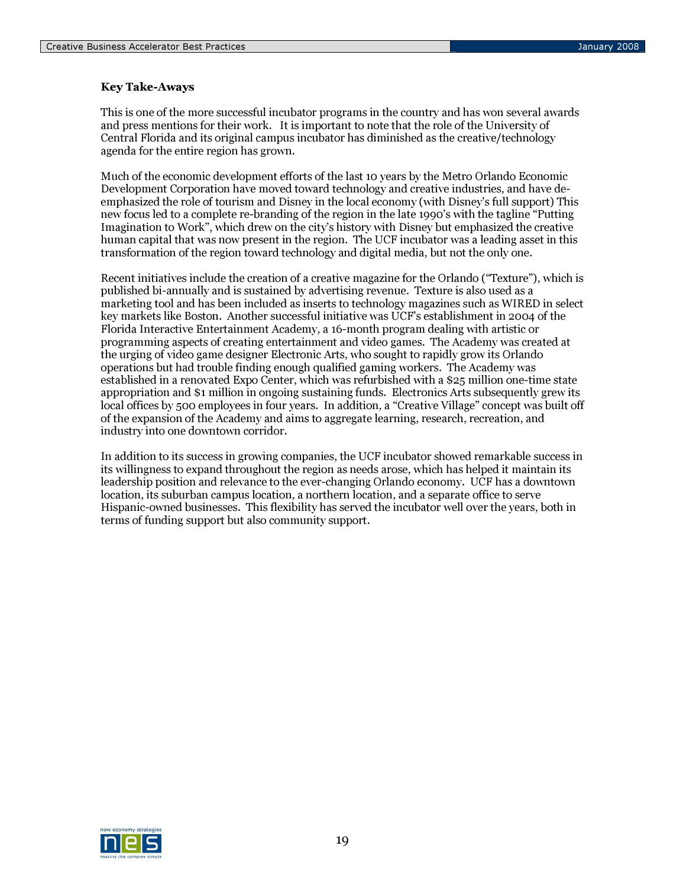**Key Take-Aways**

This is one of the more successful incubator programs in the country and has won several awards and press mentions for their work. It is important to note that the role of the University of Central Florida and its original campus incubator has diminished as the creative/technology agenda for the entire region has grown.

Much of the economic development efforts of the last 10 years by the Metro Orlando Economic Development Corporation have moved toward technology and creative industries, and have de-emphasized the role of tourism and Disney in the local economy (with Disney's full support) This new focus led to a complete re-branding of the region in the late 1990's with the tagline "Putting Imagination to Work", which drew on the city's history with Disney but emphasized the creative human capital that was now present in the region. The UCF incubator was a leading asset in this transformation of the region toward technology and digital media, but not the only one.

Recent initiatives include the creation of a creative magazine for the Orlando ("Texture"), which is published bi-annually and is sustained by advertising revenue. Texture is also used as a marketing tool and has been included as inserts to technology magazines such as WIRED in select key markets like Boston. Another successful initiative was UCF's establishment in 2004 of the Florida Interactive Entertainment Academy, a 16-month program dealing with artistic or programming aspects of creating entertainment and video games. The Academy was created at the urging of video game designer Electronic Arts, who sought to rapidly grow its Orlando operations but had trouble finding enough qualified gaming workers. The Academy was established in a renovated Expo Center, which was refurbished with a $25 million one-time state appropriation and $1 million in ongoing sustaining funds. Electronics Arts subsequently grew its local offices by 500 employees in four years. In addition, a "Creative Village" concept was built off of the expansion of the Academy and aims to aggregate learning, research, recreation, and industry into one downtown corridor.

In addition to its success in growing companies, the UCF incubator showed remarkable success in its willingness to expand throughout the region as needs arose, which has helped it maintain its leadership position and relevance to the ever-changing Orlando economy. UCF has a downtown location, its suburban campus location, a northern location, and a separate office to serve Hispanic-owned businesses. This flexibility has served the incubator well over the years, both in terms of funding support but also community support.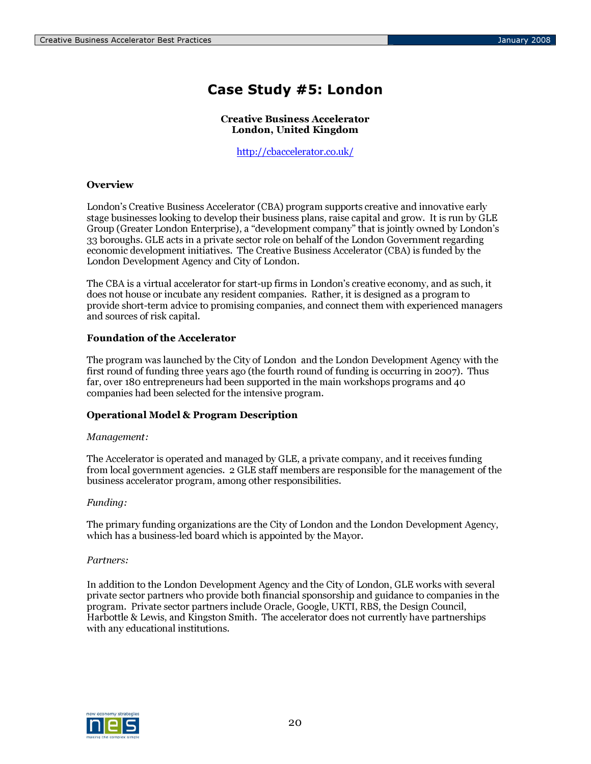# Case Study #5: London

**Creative Business Accelerator**
**London, United Kingdom**

http://cbaccelerator.co.uk/

### Overview

London's Creative Business Accelerator (CBA) program supports creative and innovative early stage businesses looking to develop their business plans, raise capital and grow. It is run by GLE Group (Greater London Enterprise), a "development company" that is jointly owned by London's 33 boroughs. GLE acts in a private sector role on behalf of the London Government regarding economic development initiatives. The Creative Business Accelerator (CBA) is funded by the London Development Agency and City of London.

The CBA is a virtual accelerator for start-up firms in London's creative economy, and as such, it does not house or incubate any resident companies. Rather, it is designed as a program to provide short-term advice to promising companies, and connect them with experienced managers and sources of risk capital.

### Foundation of the Accelerator

The program was launched by the City of London and the London Development Agency with the first round of funding three years ago (the fourth round of funding is occurring in 2007). Thus far, over 180 entrepreneurs had been supported in the main workshops programs and 40 companies had been selected for the intensive program.

### Operational Model & Program Description

*Management:*

The Accelerator is operated and managed by GLE, a private company, and it receives funding from local government agencies. 2 GLE staff members are responsible for the management of the business accelerator program, among other responsibilities.

*Funding:*

The primary funding organizations are the City of London and the London Development Agency, which has a business-led board which is appointed by the Mayor.

*Partners:*

In addition to the London Development Agency and the City of London, GLE works with several private sector partners who provide both financial sponsorship and guidance to companies in the program. Private sector partners include Oracle, Google, UKTI, RBS, the Design Council, Harbottle & Lewis, and Kingston Smith. The accelerator does not currently have partnerships with any educational institutions.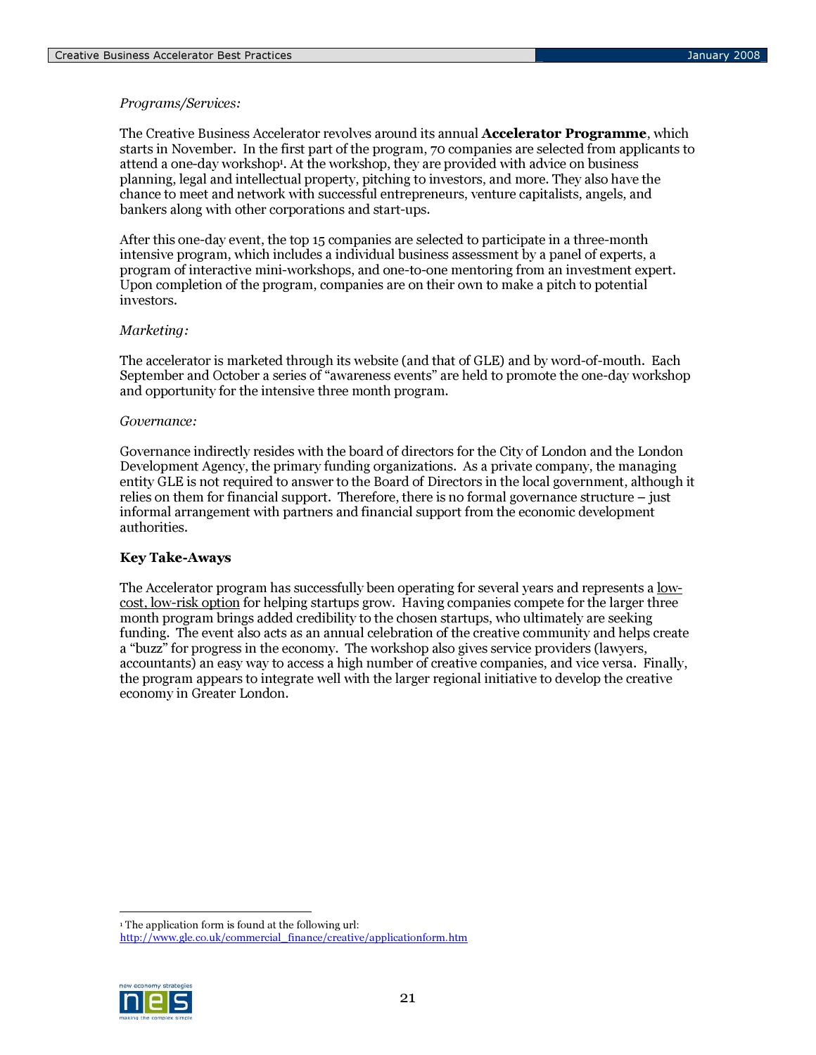*Programs/Services:*

The Creative Business Accelerator revolves around its annual **Accelerator Programme**, which starts in November. In the first part of the program, 70 companies are selected from applicants to attend a one-day workshop[1]. At the workshop, they are provided with advice on business planning, legal and intellectual property, pitching to investors, and more. They also have the chance to meet and network with successful entrepreneurs, venture capitalists, angels, and bankers along with other corporations and start-ups.

After this one-day event, the top 15 companies are selected to participate in a three-month intensive program, which includes a individual business assessment by a panel of experts, a program of interactive mini-workshops, and one-to-one mentoring from an investment expert. Upon completion of the program, companies are on their own to make a pitch to potential investors.

*Marketing:*

The accelerator is marketed through its website (and that of GLE) and by word-of-mouth. Each September and October a series of "awareness events" are held to promote the one-day workshop and opportunity for the intensive three month program.

*Governance:*

Governance indirectly resides with the board of directors for the City of London and the London Development Agency, the primary funding organizations. As a private company, the managing entity GLE is not required to answer to the Board of Directors in the local government, although it relies on them for financial support. Therefore, there is no formal governance structure – just informal arrangement with partners and financial support from the economic development authorities.

**Key Take-Aways**

The Accelerator program has successfully been operating for several years and represents a low-cost, low-risk option for helping startups grow. Having companies compete for the larger three month program brings added credibility to the chosen startups, who ultimately are seeking funding. The event also acts as an annual celebration of the creative community and helps create a "buzz" for progress in the economy. The workshop also gives service providers (lawyers, accountants) an easy way to access a high number of creative companies, and vice versa. Finally, the program appears to integrate well with the larger regional initiative to develop the creative economy in Greater London.

---

[1] The application form is found at the following url: http://www.gle.co.uk/commercial_finance/creative/applicationform.htm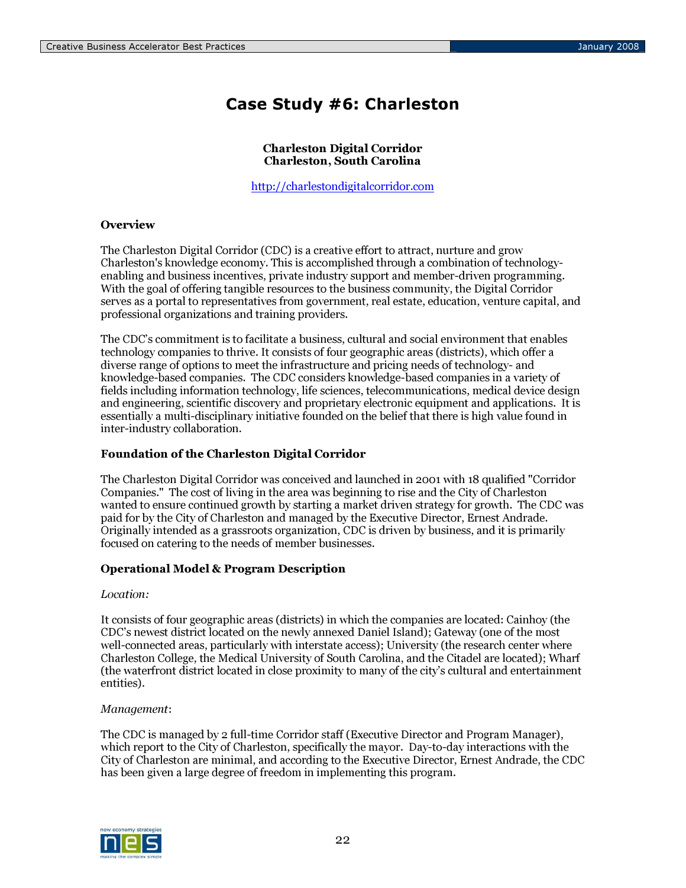# Case Study #6: Charleston

**Charleston Digital Corridor**
**Charleston, South Carolina**

http://charlestondigitalcorridor.com

### Overview

The Charleston Digital Corridor (CDC) is a creative effort to attract, nurture and grow Charleston's knowledge economy. This is accomplished through a combination of technology-enabling and business incentives, private industry support and member-driven programming. With the goal of offering tangible resources to the business community, the Digital Corridor serves as a portal to representatives from government, real estate, education, venture capital, and professional organizations and training providers.

The CDC's commitment is to facilitate a business, cultural and social environment that enables technology companies to thrive. It consists of four geographic areas (districts), which offer a diverse range of options to meet the infrastructure and pricing needs of technology- and knowledge-based companies. The CDC considers knowledge-based companies in a variety of fields including information technology, life sciences, telecommunications, medical device design and engineering, scientific discovery and proprietary electronic equipment and applications. It is essentially a multi-disciplinary initiative founded on the belief that there is high value found in inter-industry collaboration.

### Foundation of the Charleston Digital Corridor

The Charleston Digital Corridor was conceived and launched in 2001 with 18 qualified "Corridor Companies." The cost of living in the area was beginning to rise and the City of Charleston wanted to ensure continued growth by starting a market driven strategy for growth. The CDC was paid for by the City of Charleston and managed by the Executive Director, Ernest Andrade. Originally intended as a grassroots organization, CDC is driven by business, and it is primarily focused on catering to the needs of member businesses.

### Operational Model & Program Description

*Location:*

It consists of four geographic areas (districts) in which the companies are located: Cainhoy (the CDC's newest district located on the newly annexed Daniel Island); Gateway (one of the most well-connected areas, particularly with interstate access); University (the research center where Charleston College, the Medical University of South Carolina, and the Citadel are located); Wharf (the waterfront district located in close proximity to many of the city's cultural and entertainment entities).

*Management*:

The CDC is managed by 2 full-time Corridor staff (Executive Director and Program Manager), which report to the City of Charleston, specifically the mayor. Day-to-day interactions with the City of Charleston are minimal, and according to the Executive Director, Ernest Andrade, the CDC has been given a large degree of freedom in implementing this program.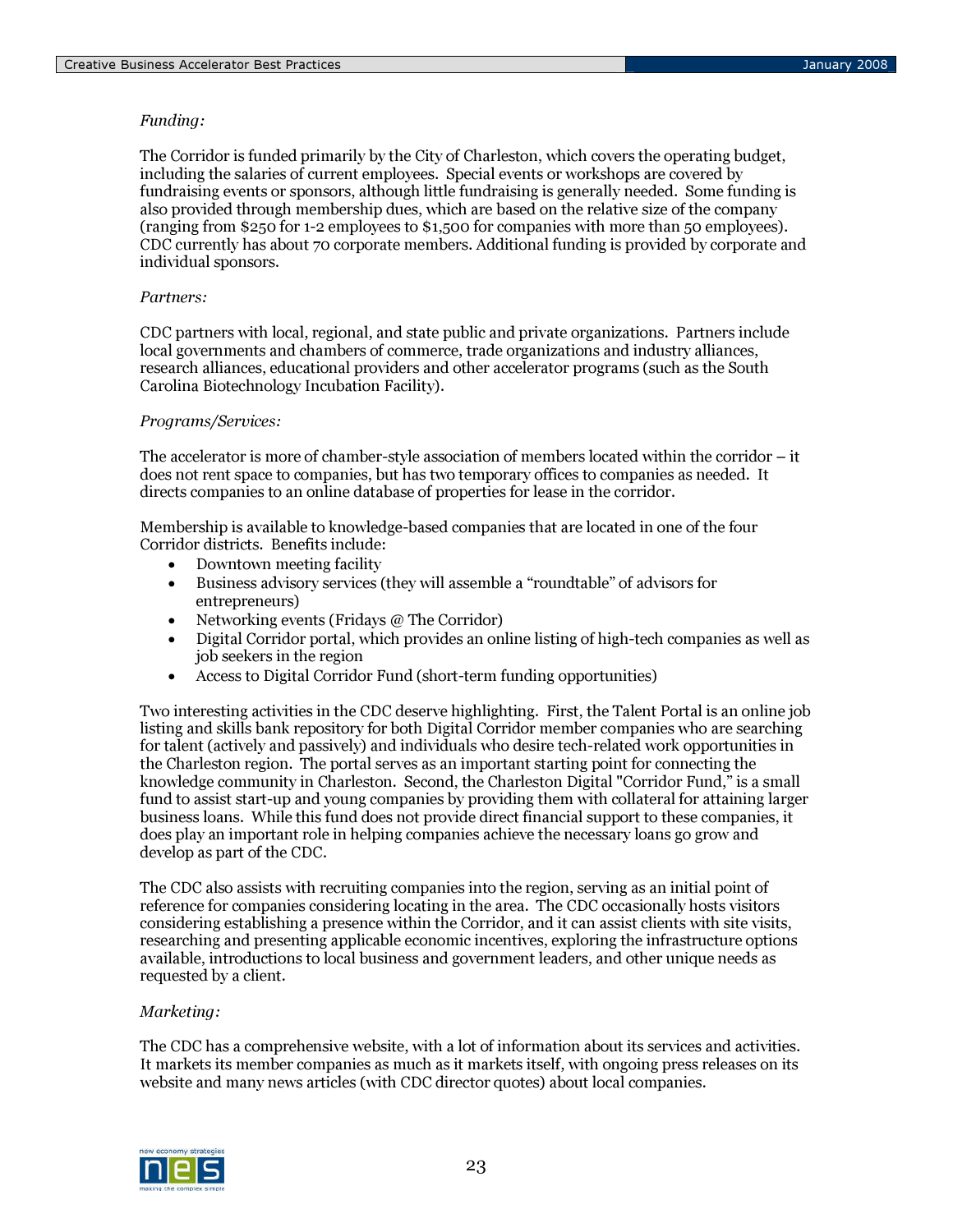*Funding:*

The Corridor is funded primarily by the City of Charleston, which covers the operating budget, including the salaries of current employees. Special events or workshops are covered by fundraising events or sponsors, although little fundraising is generally needed. Some funding is also provided through membership dues, which are based on the relative size of the company (ranging from $250 for 1-2 employees to $1,500 for companies with more than 50 employees). CDC currently has about 70 corporate members. Additional funding is provided by corporate and individual sponsors.

*Partners:*

CDC partners with local, regional, and state public and private organizations. Partners include local governments and chambers of commerce, trade organizations and industry alliances, research alliances, educational providers and other accelerator programs (such as the South Carolina Biotechnology Incubation Facility).

*Programs/Services:*

The accelerator is more of chamber-style association of members located within the corridor – it does not rent space to companies, but has two temporary offices to companies as needed. It directs companies to an online database of properties for lease in the corridor.

Membership is available to knowledge-based companies that are located in one of the four Corridor districts. Benefits include:

- Downtown meeting facility
- Business advisory services (they will assemble a "roundtable" of advisors for entrepreneurs)
- Networking events (Fridays @ The Corridor)
- Digital Corridor portal, which provides an online listing of high-tech companies as well as job seekers in the region
- Access to Digital Corridor Fund (short-term funding opportunities)

Two interesting activities in the CDC deserve highlighting. First, the Talent Portal is an online job listing and skills bank repository for both Digital Corridor member companies who are searching for talent (actively and passively) and individuals who desire tech-related work opportunities in the Charleston region. The portal serves as an important starting point for connecting the knowledge community in Charleston. Second, the Charleston Digital "Corridor Fund," is a small fund to assist start-up and young companies by providing them with collateral for attaining larger business loans. While this fund does not provide direct financial support to these companies, it does play an important role in helping companies achieve the necessary loans go grow and develop as part of the CDC.

The CDC also assists with recruiting companies into the region, serving as an initial point of reference for companies considering locating in the area. The CDC occasionally hosts visitors considering establishing a presence within the Corridor, and it can assist clients with site visits, researching and presenting applicable economic incentives, exploring the infrastructure options available, introductions to local business and government leaders, and other unique needs as requested by a client.

*Marketing:*

The CDC has a comprehensive website, with a lot of information about its services and activities. It markets its member companies as much as it markets itself, with ongoing press releases on its website and many news articles (with CDC director quotes) about local companies.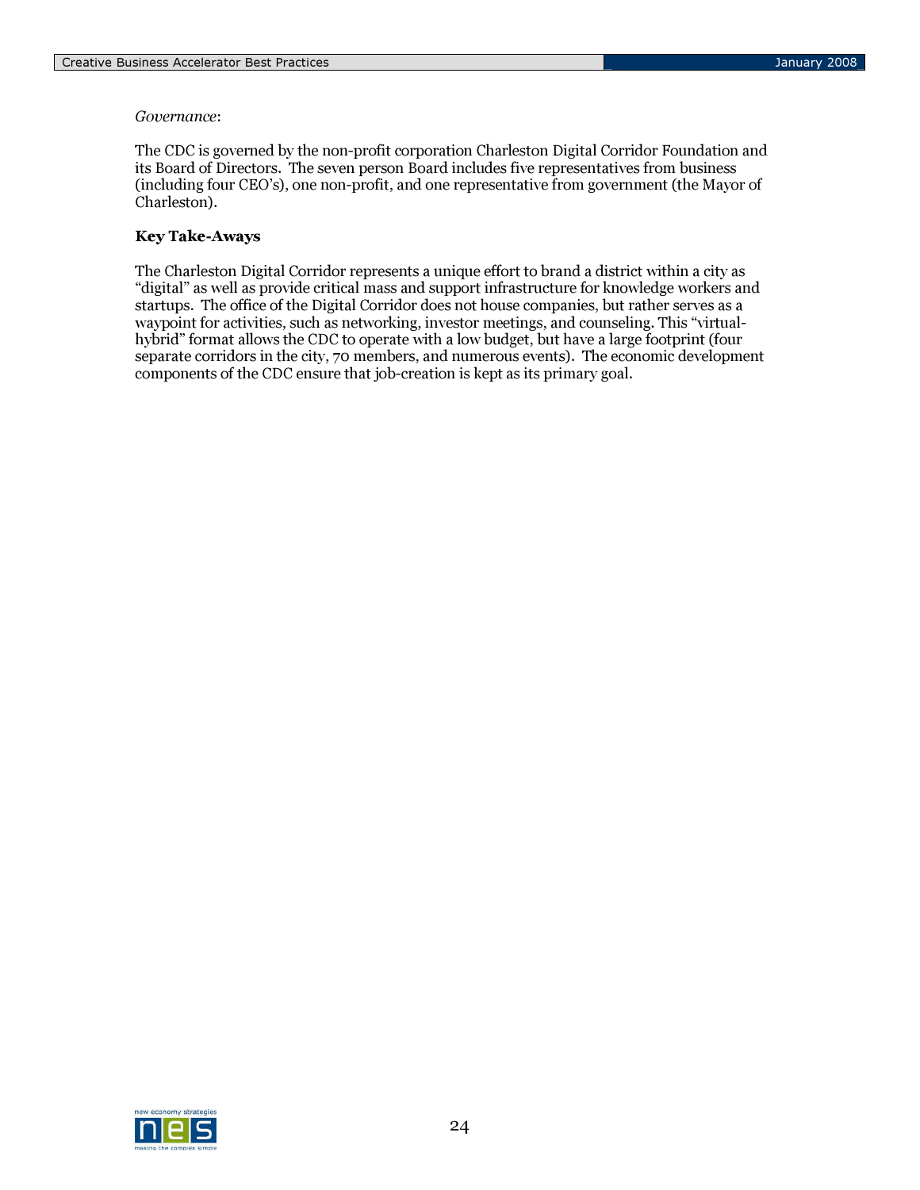*Governance*:

The CDC is governed by the non-profit corporation Charleston Digital Corridor Foundation and its Board of Directors. The seven person Board includes five representatives from business (including four CEO's), one non-profit, and one representative from government (the Mayor of Charleston).

**Key Take-Aways**

The Charleston Digital Corridor represents a unique effort to brand a district within a city as "digital" as well as provide critical mass and support infrastructure for knowledge workers and startups. The office of the Digital Corridor does not house companies, but rather serves as a waypoint for activities, such as networking, investor meetings, and counseling. This "virtual-hybrid" format allows the CDC to operate with a low budget, but have a large footprint (four separate corridors in the city, 70 members, and numerous events). The economic development components of the CDC ensure that job-creation is kept as its primary goal.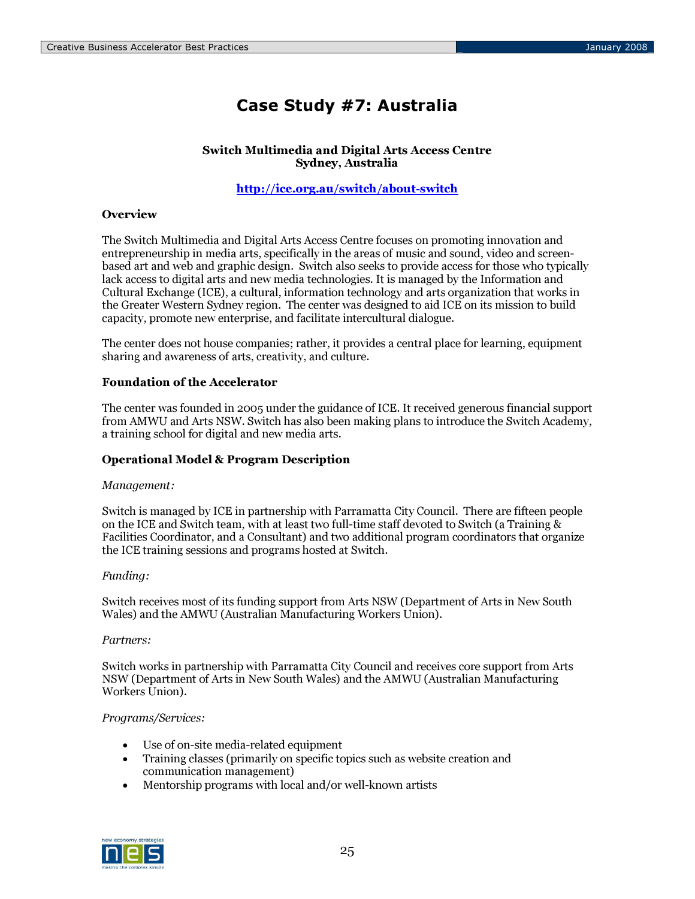# Case Study #7: Australia

**Switch Multimedia and Digital Arts Access Centre**
**Sydney, Australia**

**http://ice.org.au/switch/about-switch**

### Overview

The Switch Multimedia and Digital Arts Access Centre focuses on promoting innovation and entrepreneurship in media arts, specifically in the areas of music and sound, video and screen-based art and web and graphic design. Switch also seeks to provide access for those who typically lack access to digital arts and new media technologies. It is managed by the Information and Cultural Exchange (ICE), a cultural, information technology and arts organization that works in the Greater Western Sydney region. The center was designed to aid ICE on its mission to build capacity, promote new enterprise, and facilitate intercultural dialogue.

The center does not house companies; rather, it provides a central place for learning, equipment sharing and awareness of arts, creativity, and culture.

### Foundation of the Accelerator

The center was founded in 2005 under the guidance of ICE. It received generous financial support from AMWU and Arts NSW. Switch has also been making plans to introduce the Switch Academy, a training school for digital and new media arts.

### Operational Model & Program Description

*Management:*

Switch is managed by ICE in partnership with Parramatta City Council. There are fifteen people on the ICE and Switch team, with at least two full-time staff devoted to Switch (a Training & Facilities Coordinator, and a Consultant) and two additional program coordinators that organize the ICE training sessions and programs hosted at Switch.

*Funding:*

Switch receives most of its funding support from Arts NSW (Department of Arts in New South Wales) and the AMWU (Australian Manufacturing Workers Union).

*Partners:*

Switch works in partnership with Parramatta City Council and receives core support from Arts NSW (Department of Arts in New South Wales) and the AMWU (Australian Manufacturing Workers Union).

*Programs/Services:*

- Use of on-site media-related equipment
- Training classes (primarily on specific topics such as website creation and communication management)
- Mentorship programs with local and/or well-known artists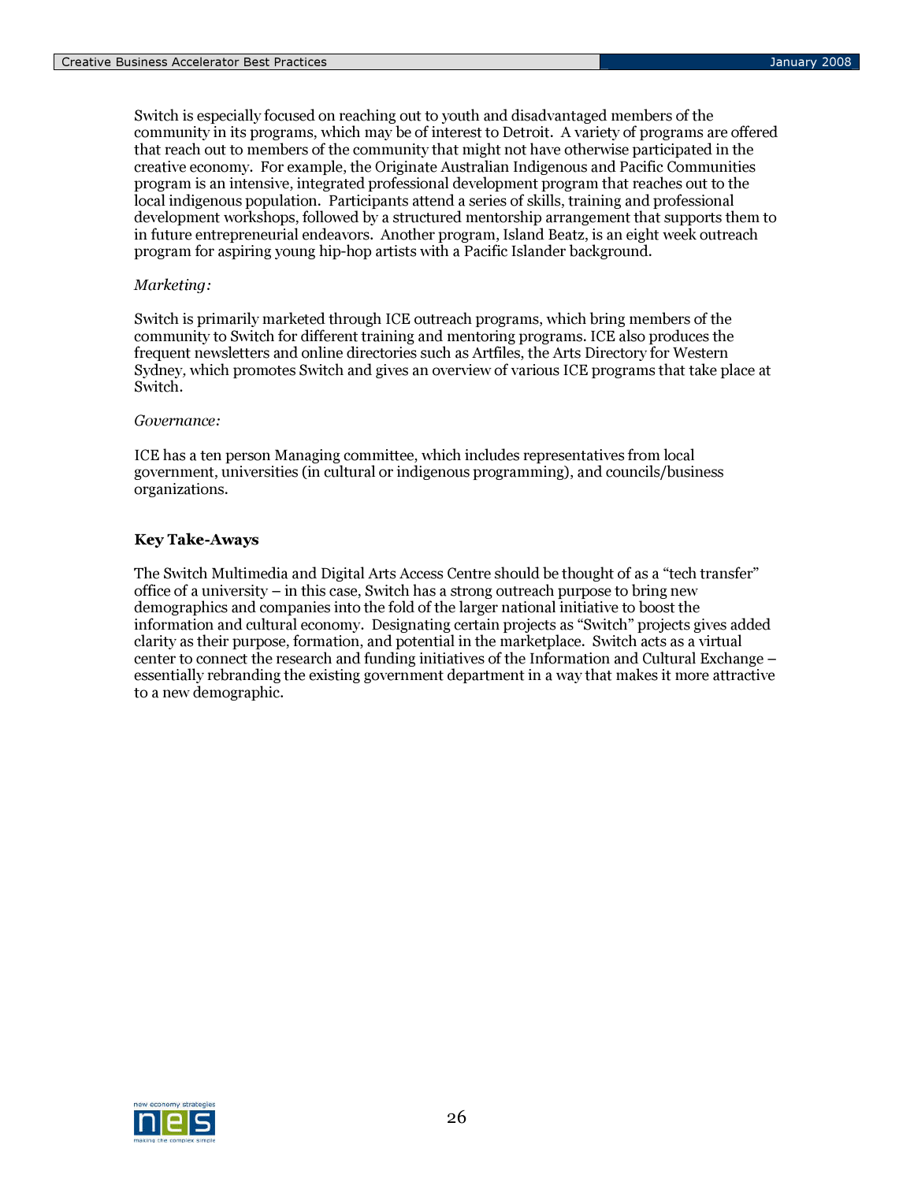Switch is especially focused on reaching out to youth and disadvantaged members of the community in its programs, which may be of interest to Detroit. A variety of programs are offered that reach out to members of the community that might not have otherwise participated in the creative economy. For example, the Originate Australian Indigenous and Pacific Communities program is an intensive, integrated professional development program that reaches out to the local indigenous population. Participants attend a series of skills, training and professional development workshops, followed by a structured mentorship arrangement that supports them to in future entrepreneurial endeavors. Another program, Island Beatz, is an eight week outreach program for aspiring young hip-hop artists with a Pacific Islander background.

*Marketing:*

Switch is primarily marketed through ICE outreach programs, which bring members of the community to Switch for different training and mentoring programs. ICE also produces the frequent newsletters and online directories such as Artfiles, the Arts Directory for Western Sydney, which promotes Switch and gives an overview of various ICE programs that take place at Switch.

*Governance:*

ICE has a ten person Managing committee, which includes representatives from local government, universities (in cultural or indigenous programming), and councils/business organizations.

**Key Take-Aways**

The Switch Multimedia and Digital Arts Access Centre should be thought of as a "tech transfer" office of a university – in this case, Switch has a strong outreach purpose to bring new demographics and companies into the fold of the larger national initiative to boost the information and cultural economy. Designating certain projects as "Switch" projects gives added clarity as their purpose, formation, and potential in the marketplace. Switch acts as a virtual center to connect the research and funding initiatives of the Information and Cultural Exchange – essentially rebranding the existing government department in a way that makes it more attractive to a new demographic.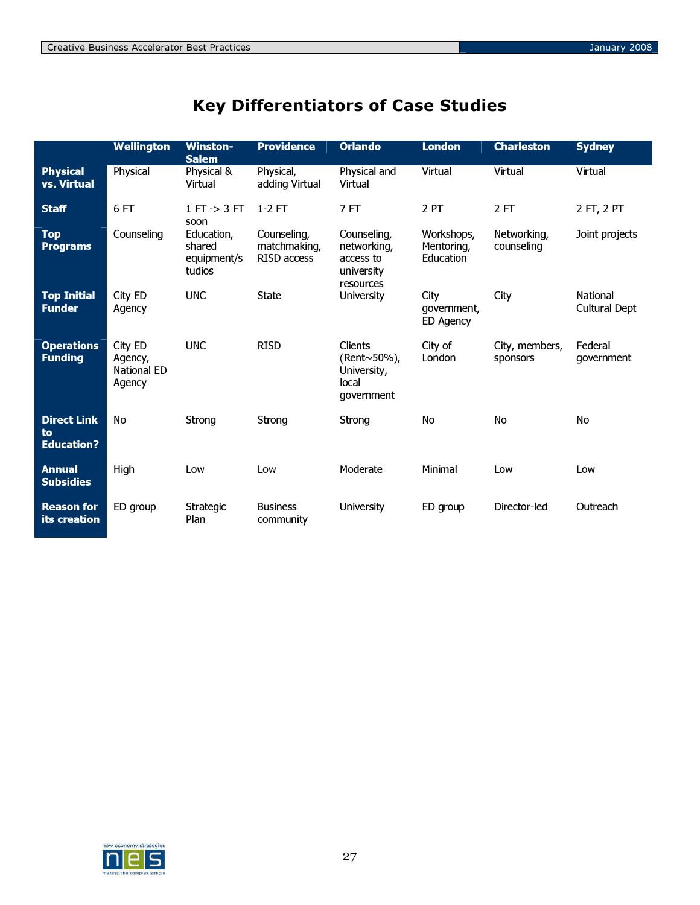# Key Differentiators of Case Studies

| | Wellington | Winston-Salem | Providence | Orlando | London | Charleston | Sydney |
|---|---|---|---|---|---|---|---|
| **Physical vs. Virtual** | Physical | Physical & Virtual | Physical, adding Virtual | Physical and Virtual | Virtual | Virtual | Virtual |
| **Staff** | 6 FT | 1 FT -> 3 FT soon | 1-2 FT | 7 FT | 2 PT | 2 FT | 2 FT, 2 PT |
| **Top Programs** | Counseling | Education, shared equipment/studios | Counseling, matchmaking, RISD access | Counseling, networking, access to university resources | Workshops, Mentoring, Education | Networking, counseling | Joint projects |
| **Top Initial Funder** | City ED Agency | UNC | State | University | City government, ED Agency | City | National Cultural Dept |
| **Operations Funding** | City ED Agency, National ED Agency | UNC | RISD | Clients (Rent~50%), University, local government | City of London | City, members, sponsors | Federal government |
| **Direct Link to Education?** | No | Strong | Strong | Strong | No | No | No |
| **Annual Subsidies** | High | Low | Low | Moderate | Minimal | Low | Low |
| **Reason for its creation** | ED group | Strategic Plan | Business community | University | ED group | Director-led | Outreach |